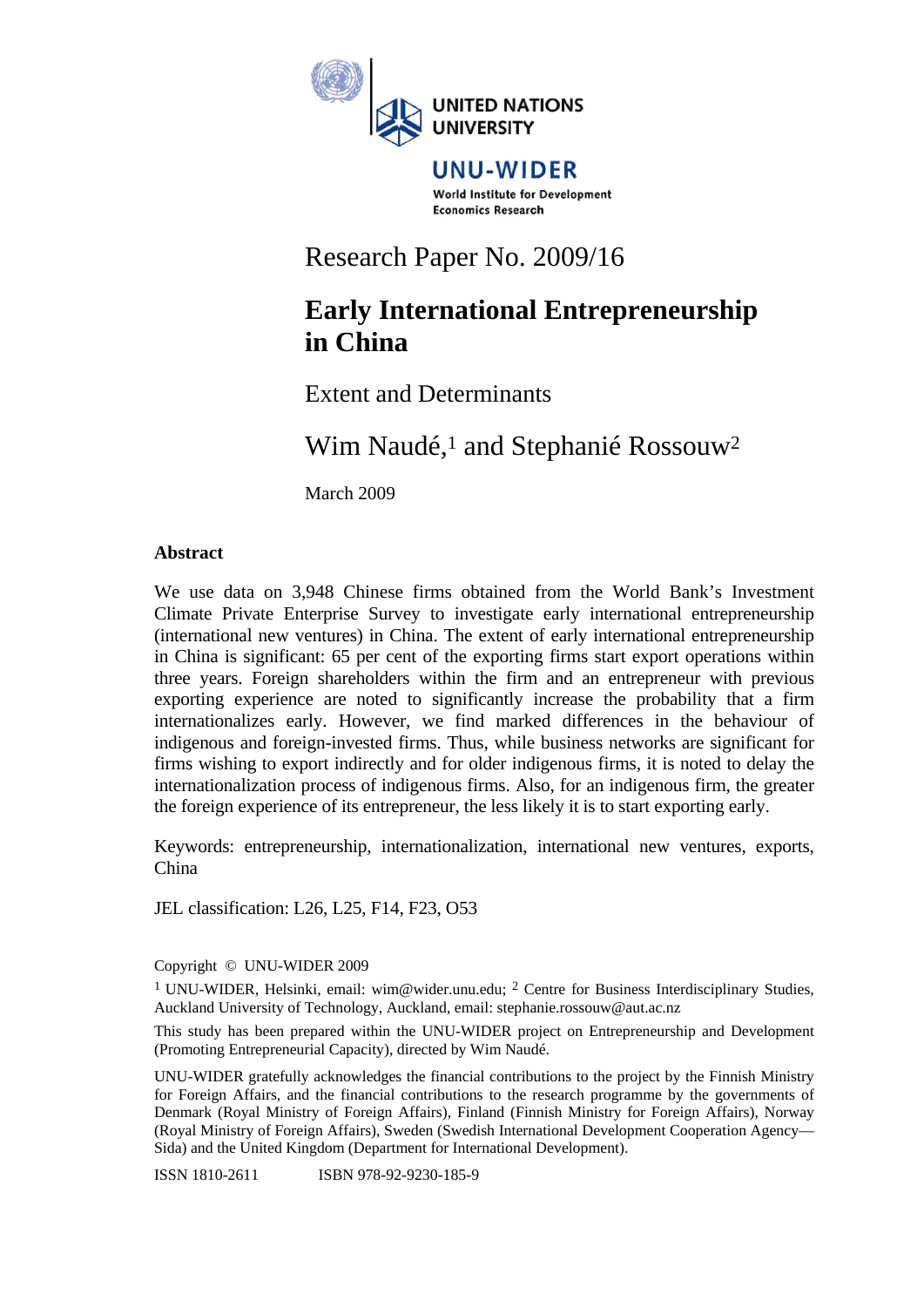UNITED NATIONS UNIVERSITY

UNU-WIDER

World Institute for Development Economics Research

Research Paper No. 2009/16

# Early International Entrepreneurship in China

## Extent and Determinants

Wim Naudé,[1] and Stephanié Rossouw[2]

March 2009

### Abstract

We use data on 3,948 Chinese firms obtained from the World Bank's Investment Climate Private Enterprise Survey to investigate early international entrepreneurship (international new ventures) in China. The extent of early international entrepreneurship in China is significant: 65 per cent of the exporting firms start export operations within three years. Foreign shareholders within the firm and an entrepreneur with previous exporting experience are noted to significantly increase the probability that a firm internationalizes early. However, we find marked differences in the behaviour of indigenous and foreign-invested firms. Thus, while business networks are significant for firms wishing to export indirectly and for older indigenous firms, it is noted to delay the internationalization process of indigenous firms. Also, for an indigenous firm, the greater the foreign experience of its entrepreneur, the less likely it is to start exporting early.

Keywords: entrepreneurship, internationalization, international new ventures, exports, China

JEL classification: L26, L25, F14, F23, O53

Copyright © UNU-WIDER 2009

[1] UNU-WIDER, Helsinki, email: wim@wider.unu.edu; [2] Centre for Business Interdisciplinary Studies, Auckland University of Technology, Auckland, email: stephanie.rossouw@aut.ac.nz

This study has been prepared within the UNU-WIDER project on Entrepreneurship and Development (Promoting Entrepreneurial Capacity), directed by Wim Naudé.

UNU-WIDER gratefully acknowledges the financial contributions to the project by the Finnish Ministry for Foreign Affairs, and the financial contributions to the research programme by the governments of Denmark (Royal Ministry of Foreign Affairs), Finland (Finnish Ministry for Foreign Affairs), Norway (Royal Ministry of Foreign Affairs), Sweden (Swedish International Development Cooperation Agency—Sida) and the United Kingdom (Department for International Development).

ISSN 1810-2611 ISBN 978-92-9230-185-9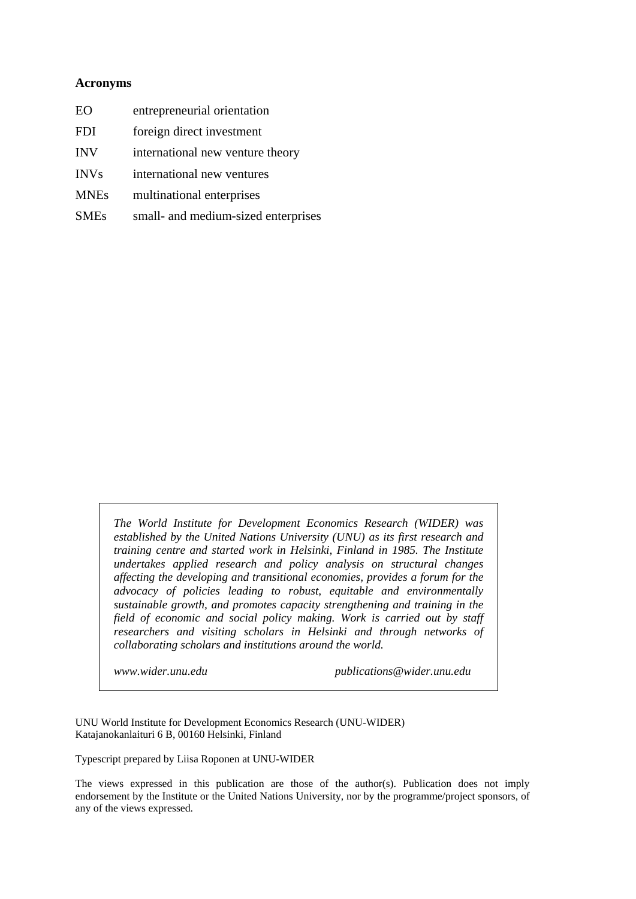**Acronyms**

| | |
|---|---|
| EO | entrepreneurial orientation |
| FDI | foreign direct investment |
| INV | international new venture theory |
| INVs | international new ventures |
| MNEs | multinational enterprises |
| SMEs | small- and medium-sized enterprises |

*The World Institute for Development Economics Research (WIDER) was established by the United Nations University (UNU) as its first research and training centre and started work in Helsinki, Finland in 1985. The Institute undertakes applied research and policy analysis on structural changes affecting the developing and transitional economies, provides a forum for the advocacy of policies leading to robust, equitable and environmentally sustainable growth, and promotes capacity strengthening and training in the field of economic and social policy making. Work is carried out by staff researchers and visiting scholars in Helsinki and through networks of collaborating scholars and institutions around the world.*

*www.wider.unu.edu* *publications@wider.unu.edu*

UNU World Institute for Development Economics Research (UNU-WIDER)
Katajanokanlaituri 6 B, 00160 Helsinki, Finland

Typescript prepared by Liisa Roponen at UNU-WIDER

The views expressed in this publication are those of the author(s). Publication does not imply endorsement by the Institute or the United Nations University, nor by the programme/project sponsors, of any of the views expressed.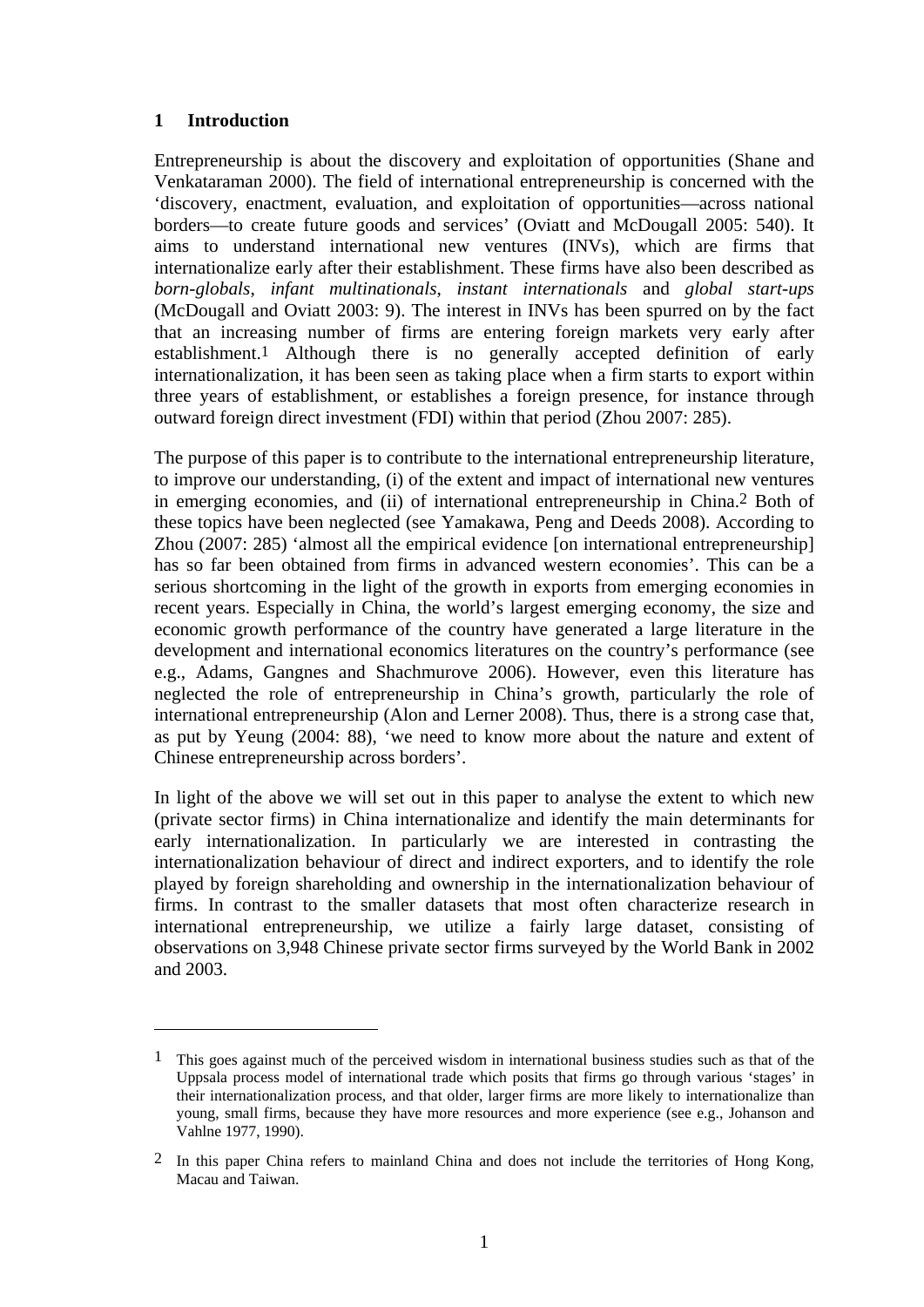# 1 Introduction

Entrepreneurship is about the discovery and exploitation of opportunities (Shane and Venkataraman 2000). The field of international entrepreneurship is concerned with the 'discovery, enactment, evaluation, and exploitation of opportunities—across national borders—to create future goods and services' (Oviatt and McDougall 2005: 540). It aims to understand international new ventures (INVs), which are firms that internationalize early after their establishment. These firms have also been described as *born-globals*, *infant multinationals*, *instant internationals* and *global start-ups* (McDougall and Oviatt 2003: 9). The interest in INVs has been spurred on by the fact that an increasing number of firms are entering foreign markets very early after establishment.[1] Although there is no generally accepted definition of early internationalization, it has been seen as taking place when a firm starts to export within three years of establishment, or establishes a foreign presence, for instance through outward foreign direct investment (FDI) within that period (Zhou 2007: 285).

The purpose of this paper is to contribute to the international entrepreneurship literature, to improve our understanding, (i) of the extent and impact of international new ventures in emerging economies, and (ii) of international entrepreneurship in China.[2] Both of these topics have been neglected (see Yamakawa, Peng and Deeds 2008). According to Zhou (2007: 285) 'almost all the empirical evidence [on international entrepreneurship] has so far been obtained from firms in advanced western economies'. This can be a serious shortcoming in the light of the growth in exports from emerging economies in recent years. Especially in China, the world's largest emerging economy, the size and economic growth performance of the country have generated a large literature in the development and international economics literatures on the country's performance (see e.g., Adams, Gangnes and Shachmurove 2006). However, even this literature has neglected the role of entrepreneurship in China's growth, particularly the role of international entrepreneurship (Alon and Lerner 2008). Thus, there is a strong case that, as put by Yeung (2004: 88), 'we need to know more about the nature and extent of Chinese entrepreneurship across borders'.

In light of the above we will set out in this paper to analyse the extent to which new (private sector firms) in China internationalize and identify the main determinants for early internationalization. In particularly we are interested in contrasting the internationalization behaviour of direct and indirect exporters, and to identify the role played by foreign shareholding and ownership in the internationalization behaviour of firms. In contrast to the smaller datasets that most often characterize research in international entrepreneurship, we utilize a fairly large dataset, consisting of observations on 3,948 Chinese private sector firms surveyed by the World Bank in 2002 and 2003.

---

[1] This goes against much of the perceived wisdom in international business studies such as that of the Uppsala process model of international trade which posits that firms go through various 'stages' in their internationalization process, and that older, larger firms are more likely to internationalize than young, small firms, because they have more resources and more experience (see e.g., Johanson and Vahlne 1977, 1990).

[2] In this paper China refers to mainland China and does not include the territories of Hong Kong, Macau and Taiwan.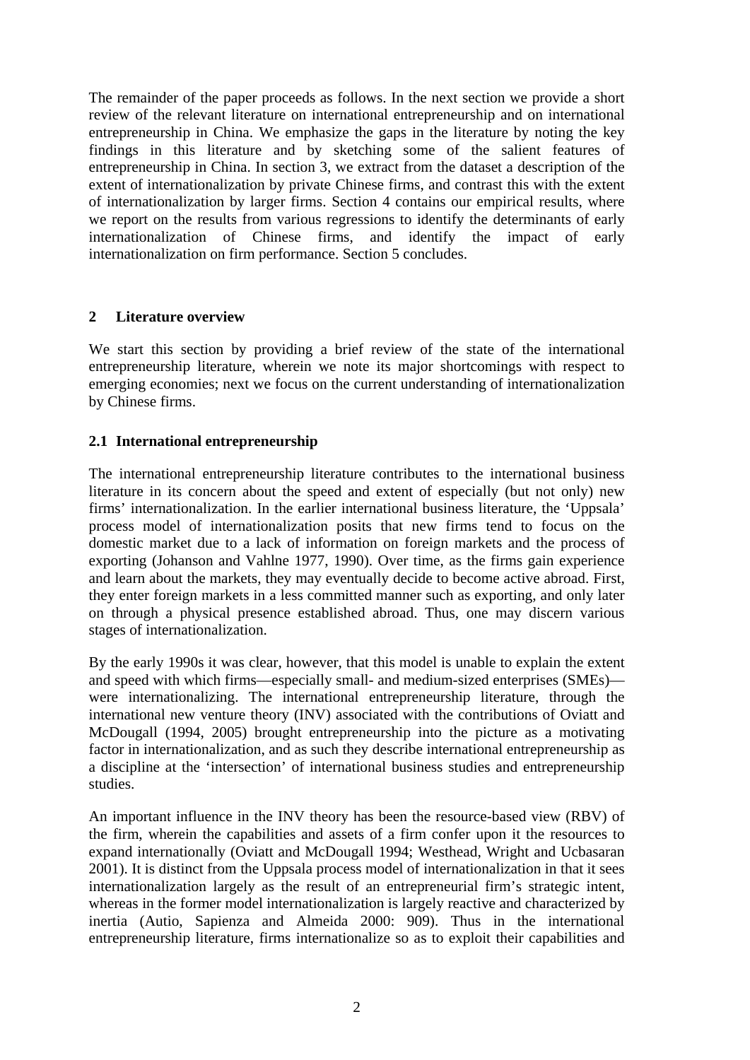The remainder of the paper proceeds as follows. In the next section we provide a short review of the relevant literature on international entrepreneurship and on international entrepreneurship in China. We emphasize the gaps in the literature by noting the key findings in this literature and by sketching some of the salient features of entrepreneurship in China. In section 3, we extract from the dataset a description of the extent of internationalization by private Chinese firms, and contrast this with the extent of internationalization by larger firms. Section 4 contains our empirical results, where we report on the results from various regressions to identify the determinants of early internationalization of Chinese firms, and identify the impact of early internationalization on firm performance. Section 5 concludes.

## 2 Literature overview

We start this section by providing a brief review of the state of the international entrepreneurship literature, wherein we note its major shortcomings with respect to emerging economies; next we focus on the current understanding of internationalization by Chinese firms.

### 2.1 International entrepreneurship

The international entrepreneurship literature contributes to the international business literature in its concern about the speed and extent of especially (but not only) new firms' internationalization. In the earlier international business literature, the 'Uppsala' process model of internationalization posits that new firms tend to focus on the domestic market due to a lack of information on foreign markets and the process of exporting (Johanson and Vahlne 1977, 1990). Over time, as the firms gain experience and learn about the markets, they may eventually decide to become active abroad. First, they enter foreign markets in a less committed manner such as exporting, and only later on through a physical presence established abroad. Thus, one may discern various stages of internationalization.

By the early 1990s it was clear, however, that this model is unable to explain the extent and speed with which firms—especially small- and medium-sized enterprises (SMEs)—were internationalizing. The international entrepreneurship literature, through the international new venture theory (INV) associated with the contributions of Oviatt and McDougall (1994, 2005) brought entrepreneurship into the picture as a motivating factor in internationalization, and as such they describe international entrepreneurship as a discipline at the 'intersection' of international business studies and entrepreneurship studies.

An important influence in the INV theory has been the resource-based view (RBV) of the firm, wherein the capabilities and assets of a firm confer upon it the resources to expand internationally (Oviatt and McDougall 1994; Westhead, Wright and Ucbasaran 2001). It is distinct from the Uppsala process model of internationalization in that it sees internationalization largely as the result of an entrepreneurial firm's strategic intent, whereas in the former model internationalization is largely reactive and characterized by inertia (Autio, Sapienza and Almeida 2000: 909). Thus in the international entrepreneurship literature, firms internationalize so as to exploit their capabilities and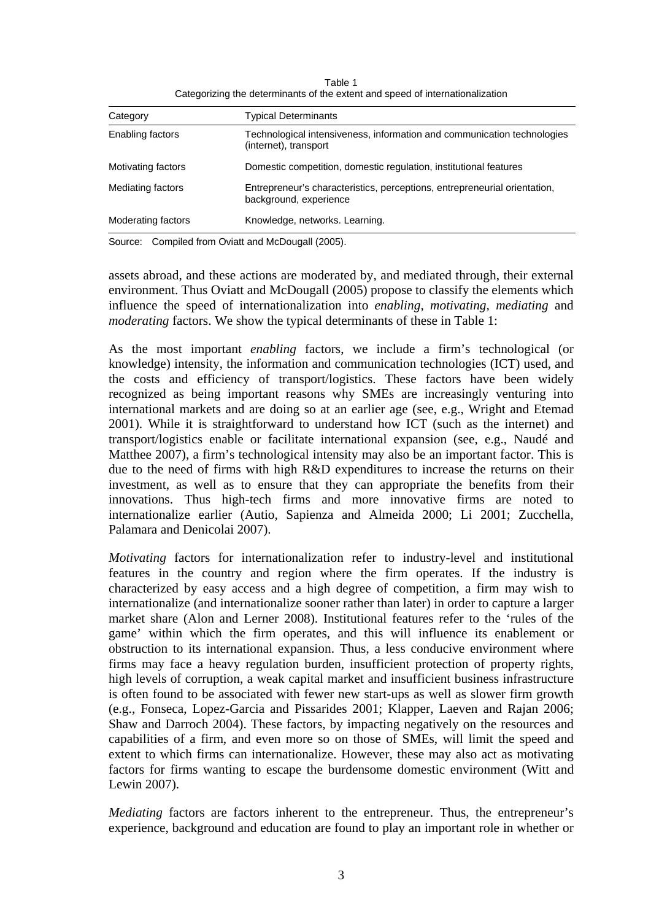Table 1
Categorizing the determinants of the extent and speed of internationalization

| Category | Typical Determinants |
|---|---|
| Enabling factors | Technological intensiveness, information and communication technologies (internet), transport |
| Motivating factors | Domestic competition, domestic regulation, institutional features |
| Mediating factors | Entrepreneur's characteristics, perceptions, entrepreneurial orientation, background, experience |
| Moderating factors | Knowledge, networks. Learning. |

Source: Compiled from Oviatt and McDougall (2005).

assets abroad, and these actions are moderated by, and mediated through, their external environment. Thus Oviatt and McDougall (2005) propose to classify the elements which influence the speed of internationalization into *enabling*, *motivating*, *mediating* and *moderating* factors. We show the typical determinants of these in Table 1:

As the most important *enabling* factors, we include a firm's technological (or knowledge) intensity, the information and communication technologies (ICT) used, and the costs and efficiency of transport/logistics. These factors have been widely recognized as being important reasons why SMEs are increasingly venturing into international markets and are doing so at an earlier age (see, e.g., Wright and Etemad 2001). While it is straightforward to understand how ICT (such as the internet) and transport/logistics enable or facilitate international expansion (see, e.g., Naudé and Matthee 2007), a firm's technological intensity may also be an important factor. This is due to the need of firms with high R&D expenditures to increase the returns on their investment, as well as to ensure that they can appropriate the benefits from their innovations. Thus high-tech firms and more innovative firms are noted to internationalize earlier (Autio, Sapienza and Almeida 2000; Li 2001; Zucchella, Palamara and Denicolai 2007).

*Motivating* factors for internationalization refer to industry-level and institutional features in the country and region where the firm operates. If the industry is characterized by easy access and a high degree of competition, a firm may wish to internationalize (and internationalize sooner rather than later) in order to capture a larger market share (Alon and Lerner 2008). Institutional features refer to the 'rules of the game' within which the firm operates, and this will influence its enablement or obstruction to its international expansion. Thus, a less conducive environment where firms may face a heavy regulation burden, insufficient protection of property rights, high levels of corruption, a weak capital market and insufficient business infrastructure is often found to be associated with fewer new start-ups as well as slower firm growth (e.g., Fonseca, Lopez-Garcia and Pissarides 2001; Klapper, Laeven and Rajan 2006; Shaw and Darroch 2004). These factors, by impacting negatively on the resources and capabilities of a firm, and even more so on those of SMEs, will limit the speed and extent to which firms can internationalize. However, these may also act as motivating factors for firms wanting to escape the burdensome domestic environment (Witt and Lewin 2007).

*Mediating* factors are factors inherent to the entrepreneur. Thus, the entrepreneur's experience, background and education are found to play an important role in whether or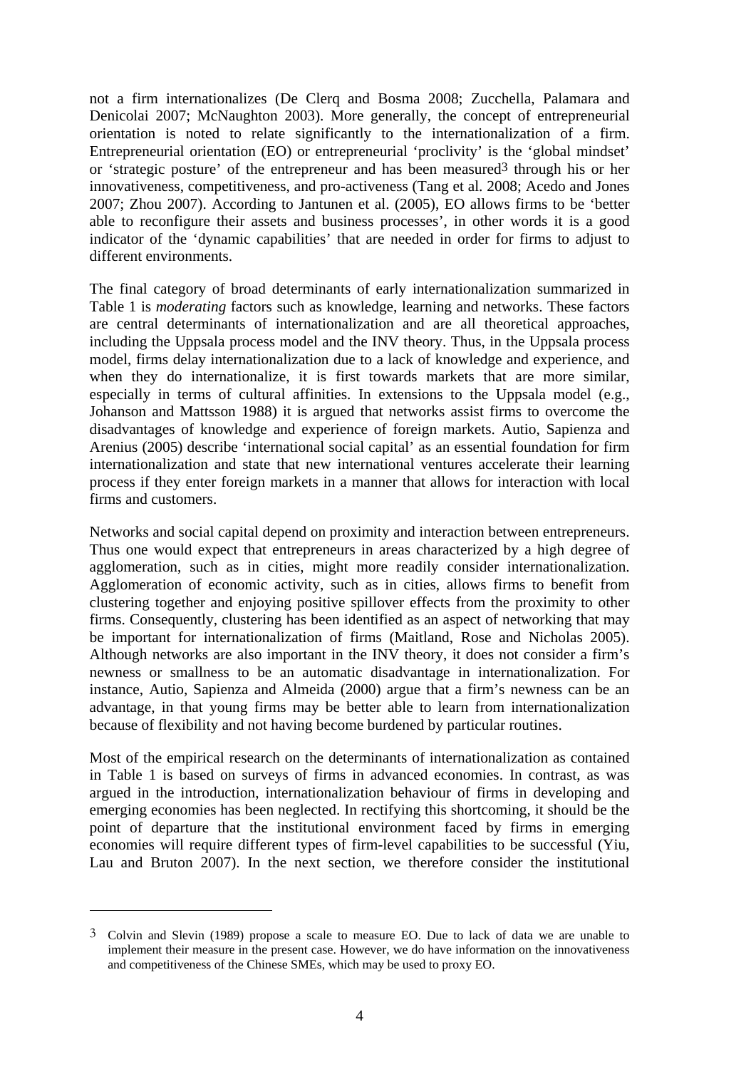not a firm internationalizes (De Clerq and Bosma 2008; Zucchella, Palamara and Denicolai 2007; McNaughton 2003). More generally, the concept of entrepreneurial orientation is noted to relate significantly to the internationalization of a firm. Entrepreneurial orientation (EO) or entrepreneurial 'proclivity' is the 'global mindset' or 'strategic posture' of the entrepreneur and has been measured[3] through his or her innovativeness, competitiveness, and pro-activeness (Tang et al. 2008; Acedo and Jones 2007; Zhou 2007). According to Jantunen et al. (2005), EO allows firms to be 'better able to reconfigure their assets and business processes', in other words it is a good indicator of the 'dynamic capabilities' that are needed in order for firms to adjust to different environments.

The final category of broad determinants of early internationalization summarized in Table 1 is *moderating* factors such as knowledge, learning and networks. These factors are central determinants of internationalization and are all theoretical approaches, including the Uppsala process model and the INV theory. Thus, in the Uppsala process model, firms delay internationalization due to a lack of knowledge and experience, and when they do internationalize, it is first towards markets that are more similar, especially in terms of cultural affinities. In extensions to the Uppsala model (e.g., Johanson and Mattsson 1988) it is argued that networks assist firms to overcome the disadvantages of knowledge and experience of foreign markets. Autio, Sapienza and Arenius (2005) describe 'international social capital' as an essential foundation for firm internationalization and state that new international ventures accelerate their learning process if they enter foreign markets in a manner that allows for interaction with local firms and customers.

Networks and social capital depend on proximity and interaction between entrepreneurs. Thus one would expect that entrepreneurs in areas characterized by a high degree of agglomeration, such as in cities, might more readily consider internationalization. Agglomeration of economic activity, such as in cities, allows firms to benefit from clustering together and enjoying positive spillover effects from the proximity to other firms. Consequently, clustering has been identified as an aspect of networking that may be important for internationalization of firms (Maitland, Rose and Nicholas 2005). Although networks are also important in the INV theory, it does not consider a firm's newness or smallness to be an automatic disadvantage in internationalization. For instance, Autio, Sapienza and Almeida (2000) argue that a firm's newness can be an advantage, in that young firms may be better able to learn from internationalization because of flexibility and not having become burdened by particular routines.

Most of the empirical research on the determinants of internationalization as contained in Table 1 is based on surveys of firms in advanced economies. In contrast, as was argued in the introduction, internationalization behaviour of firms in developing and emerging economies has been neglected. In rectifying this shortcoming, it should be the point of departure that the institutional environment faced by firms in emerging economies will require different types of firm-level capabilities to be successful (Yiu, Lau and Bruton 2007). In the next section, we therefore consider the institutional

---

[3] Colvin and Slevin (1989) propose a scale to measure EO. Due to lack of data we are unable to implement their measure in the present case. However, we do have information on the innovativeness and competitiveness of the Chinese SMEs, which may be used to proxy EO.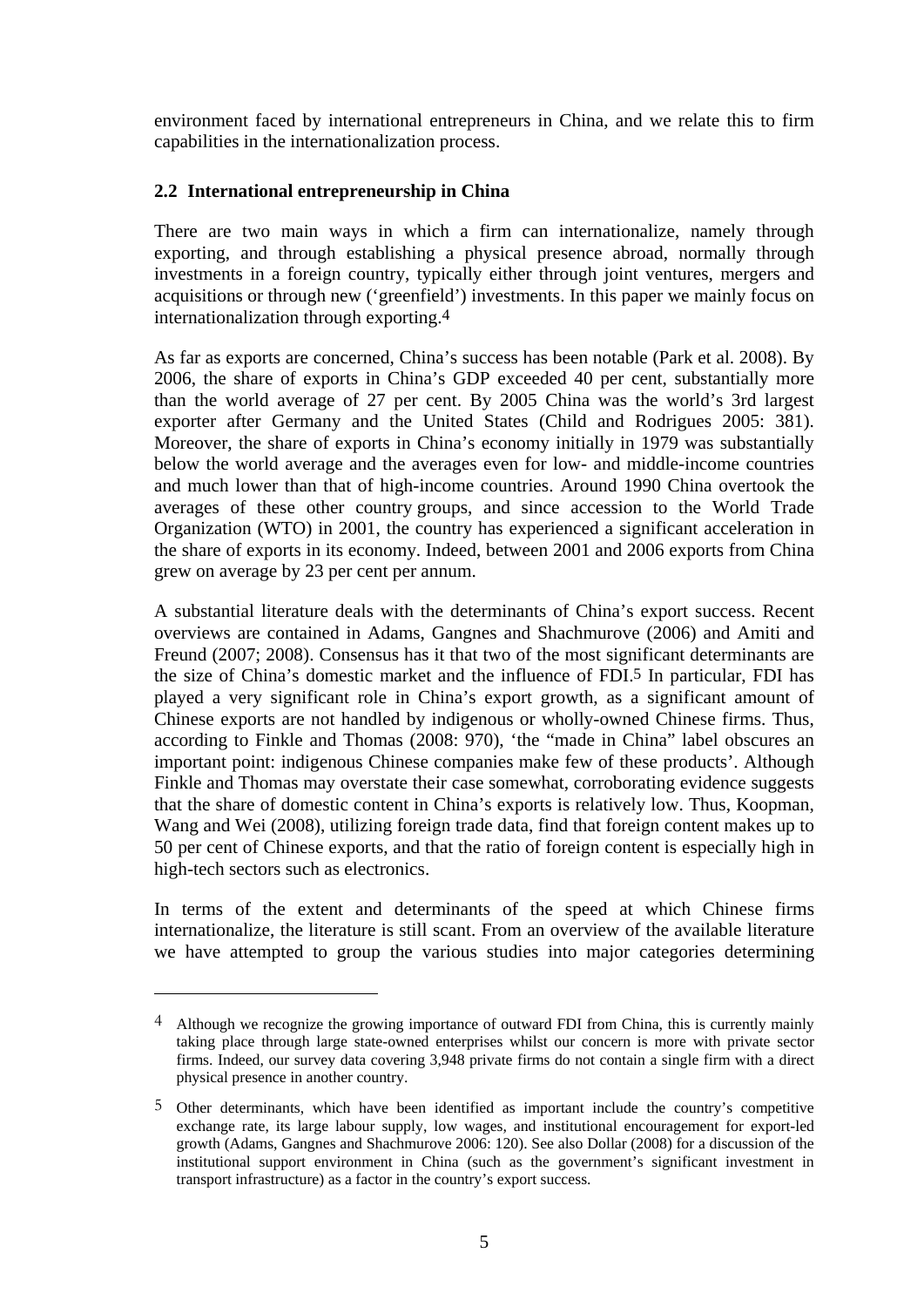environment faced by international entrepreneurs in China, and we relate this to firm capabilities in the internationalization process.

### 2.2 International entrepreneurship in China

There are two main ways in which a firm can internationalize, namely through exporting, and through establishing a physical presence abroad, normally through investments in a foreign country, typically either through joint ventures, mergers and acquisitions or through new ('greenfield') investments. In this paper we mainly focus on internationalization through exporting.[4]

As far as exports are concerned, China's success has been notable (Park et al. 2008). By 2006, the share of exports in China's GDP exceeded 40 per cent, substantially more than the world average of 27 per cent. By 2005 China was the world's 3rd largest exporter after Germany and the United States (Child and Rodrigues 2005: 381). Moreover, the share of exports in China's economy initially in 1979 was substantially below the world average and the averages even for low- and middle-income countries and much lower than that of high-income countries. Around 1990 China overtook the averages of these other country groups, and since accession to the World Trade Organization (WTO) in 2001, the country has experienced a significant acceleration in the share of exports in its economy. Indeed, between 2001 and 2006 exports from China grew on average by 23 per cent per annum.

A substantial literature deals with the determinants of China's export success. Recent overviews are contained in Adams, Gangnes and Shachmurove (2006) and Amiti and Freund (2007; 2008). Consensus has it that two of the most significant determinants are the size of China's domestic market and the influence of FDI.[5] In particular, FDI has played a very significant role in China's export growth, as a significant amount of Chinese exports are not handled by indigenous or wholly-owned Chinese firms. Thus, according to Finkle and Thomas (2008: 970), 'the "made in China" label obscures an important point: indigenous Chinese companies make few of these products'. Although Finkle and Thomas may overstate their case somewhat, corroborating evidence suggests that the share of domestic content in China's exports is relatively low. Thus, Koopman, Wang and Wei (2008), utilizing foreign trade data, find that foreign content makes up to 50 per cent of Chinese exports, and that the ratio of foreign content is especially high in high-tech sectors such as electronics.

In terms of the extent and determinants of the speed at which Chinese firms internationalize, the literature is still scant. From an overview of the available literature we have attempted to group the various studies into major categories determining

---

[4] Although we recognize the growing importance of outward FDI from China, this is currently mainly taking place through large state-owned enterprises whilst our concern is more with private sector firms. Indeed, our survey data covering 3,948 private firms do not contain a single firm with a direct physical presence in another country.

[5] Other determinants, which have been identified as important include the country's competitive exchange rate, its large labour supply, low wages, and institutional encouragement for export-led growth (Adams, Gangnes and Shachmurove 2006: 120). See also Dollar (2008) for a discussion of the institutional support environment in China (such as the government's significant investment in transport infrastructure) as a factor in the country's export success.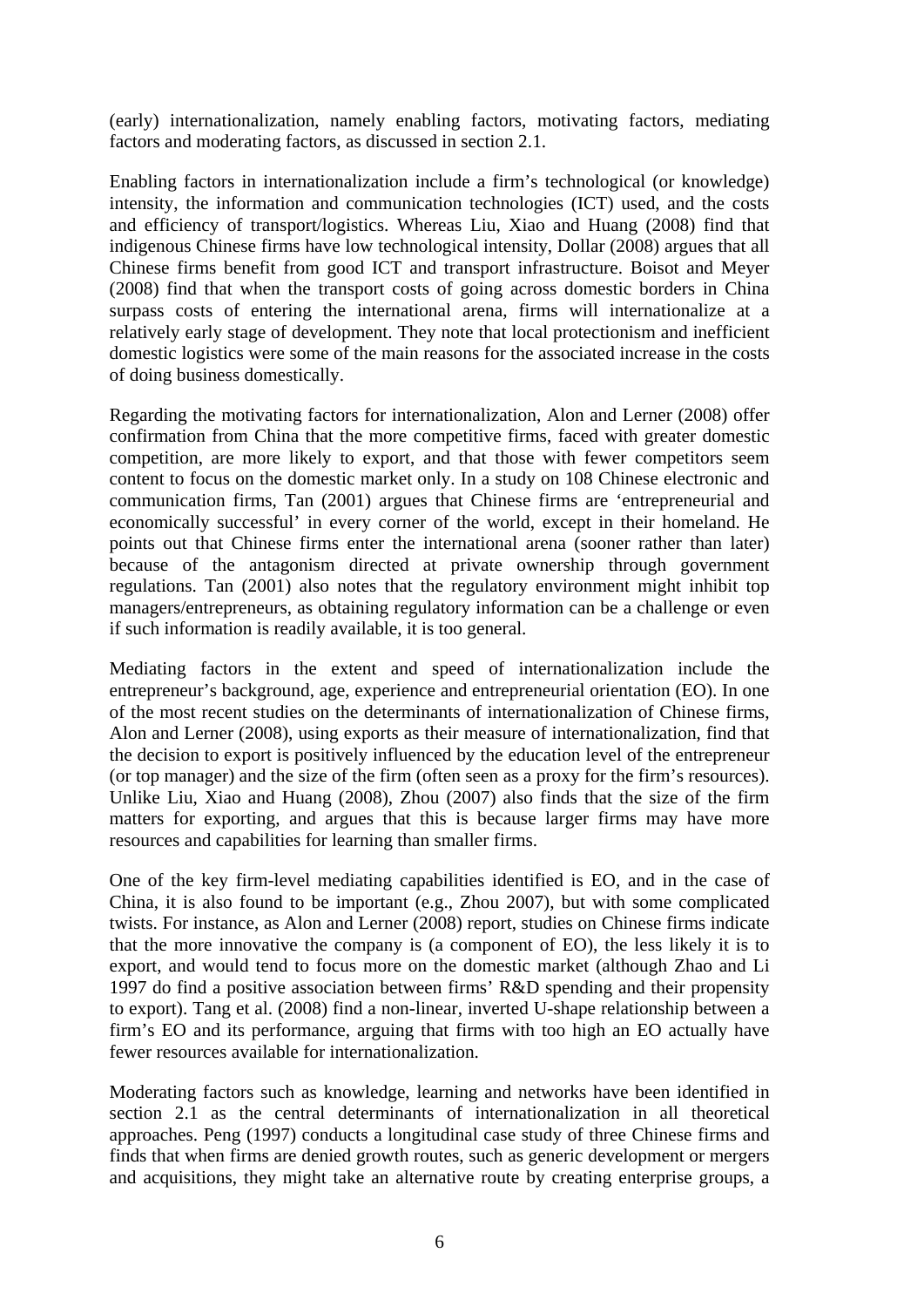(early) internationalization, namely enabling factors, motivating factors, mediating factors and moderating factors, as discussed in section 2.1.

Enabling factors in internationalization include a firm's technological (or knowledge) intensity, the information and communication technologies (ICT) used, and the costs and efficiency of transport/logistics. Whereas Liu, Xiao and Huang (2008) find that indigenous Chinese firms have low technological intensity, Dollar (2008) argues that all Chinese firms benefit from good ICT and transport infrastructure. Boisot and Meyer (2008) find that when the transport costs of going across domestic borders in China surpass costs of entering the international arena, firms will internationalize at a relatively early stage of development. They note that local protectionism and inefficient domestic logistics were some of the main reasons for the associated increase in the costs of doing business domestically.

Regarding the motivating factors for internationalization, Alon and Lerner (2008) offer confirmation from China that the more competitive firms, faced with greater domestic competition, are more likely to export, and that those with fewer competitors seem content to focus on the domestic market only. In a study on 108 Chinese electronic and communication firms, Tan (2001) argues that Chinese firms are 'entrepreneurial and economically successful' in every corner of the world, except in their homeland. He points out that Chinese firms enter the international arena (sooner rather than later) because of the antagonism directed at private ownership through government regulations. Tan (2001) also notes that the regulatory environment might inhibit top managers/entrepreneurs, as obtaining regulatory information can be a challenge or even if such information is readily available, it is too general.

Mediating factors in the extent and speed of internationalization include the entrepreneur's background, age, experience and entrepreneurial orientation (EO). In one of the most recent studies on the determinants of internationalization of Chinese firms, Alon and Lerner (2008), using exports as their measure of internationalization, find that the decision to export is positively influenced by the education level of the entrepreneur (or top manager) and the size of the firm (often seen as a proxy for the firm's resources). Unlike Liu, Xiao and Huang (2008), Zhou (2007) also finds that the size of the firm matters for exporting, and argues that this is because larger firms may have more resources and capabilities for learning than smaller firms.

One of the key firm-level mediating capabilities identified is EO, and in the case of China, it is also found to be important (e.g., Zhou 2007), but with some complicated twists. For instance, as Alon and Lerner (2008) report, studies on Chinese firms indicate that the more innovative the company is (a component of EO), the less likely it is to export, and would tend to focus more on the domestic market (although Zhao and Li 1997 do find a positive association between firms' R&D spending and their propensity to export). Tang et al. (2008) find a non-linear, inverted U-shape relationship between a firm's EO and its performance, arguing that firms with too high an EO actually have fewer resources available for internationalization.

Moderating factors such as knowledge, learning and networks have been identified in section 2.1 as the central determinants of internationalization in all theoretical approaches. Peng (1997) conducts a longitudinal case study of three Chinese firms and finds that when firms are denied growth routes, such as generic development or mergers and acquisitions, they might take an alternative route by creating enterprise groups, a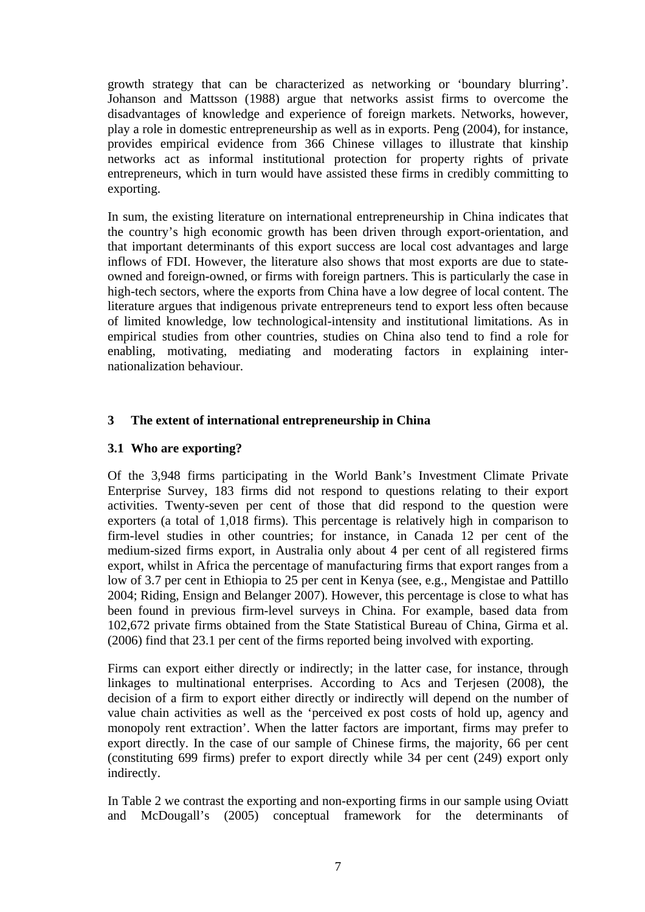growth strategy that can be characterized as networking or 'boundary blurring'. Johanson and Mattsson (1988) argue that networks assist firms to overcome the disadvantages of knowledge and experience of foreign markets. Networks, however, play a role in domestic entrepreneurship as well as in exports. Peng (2004), for instance, provides empirical evidence from 366 Chinese villages to illustrate that kinship networks act as informal institutional protection for property rights of private entrepreneurs, which in turn would have assisted these firms in credibly committing to exporting.

In sum, the existing literature on international entrepreneurship in China indicates that the country's high economic growth has been driven through export-orientation, and that important determinants of this export success are local cost advantages and large inflows of FDI. However, the literature also shows that most exports are due to state-owned and foreign-owned, or firms with foreign partners. This is particularly the case in high-tech sectors, where the exports from China have a low degree of local content. The literature argues that indigenous private entrepreneurs tend to export less often because of limited knowledge, low technological-intensity and institutional limitations. As in empirical studies from other countries, studies on China also tend to find a role for enabling, motivating, mediating and moderating factors in explaining inter-nationalization behaviour.

## 3 The extent of international entrepreneurship in China

### 3.1 Who are exporting?

Of the 3,948 firms participating in the World Bank's Investment Climate Private Enterprise Survey, 183 firms did not respond to questions relating to their export activities. Twenty-seven per cent of those that did respond to the question were exporters (a total of 1,018 firms). This percentage is relatively high in comparison to firm-level studies in other countries; for instance, in Canada 12 per cent of the medium-sized firms export, in Australia only about 4 per cent of all registered firms export, whilst in Africa the percentage of manufacturing firms that export ranges from a low of 3.7 per cent in Ethiopia to 25 per cent in Kenya (see, e.g., Mengistae and Pattillo 2004; Riding, Ensign and Belanger 2007). However, this percentage is close to what has been found in previous firm-level surveys in China. For example, based data from 102,672 private firms obtained from the State Statistical Bureau of China, Girma et al. (2006) find that 23.1 per cent of the firms reported being involved with exporting.

Firms can export either directly or indirectly; in the latter case, for instance, through linkages to multinational enterprises. According to Acs and Terjesen (2008), the decision of a firm to export either directly or indirectly will depend on the number of value chain activities as well as the 'perceived ex post costs of hold up, agency and monopoly rent extraction'. When the latter factors are important, firms may prefer to export directly. In the case of our sample of Chinese firms, the majority, 66 per cent (constituting 699 firms) prefer to export directly while 34 per cent (249) export only indirectly.

In Table 2 we contrast the exporting and non-exporting firms in our sample using Oviatt and McDougall's (2005) conceptual framework for the determinants of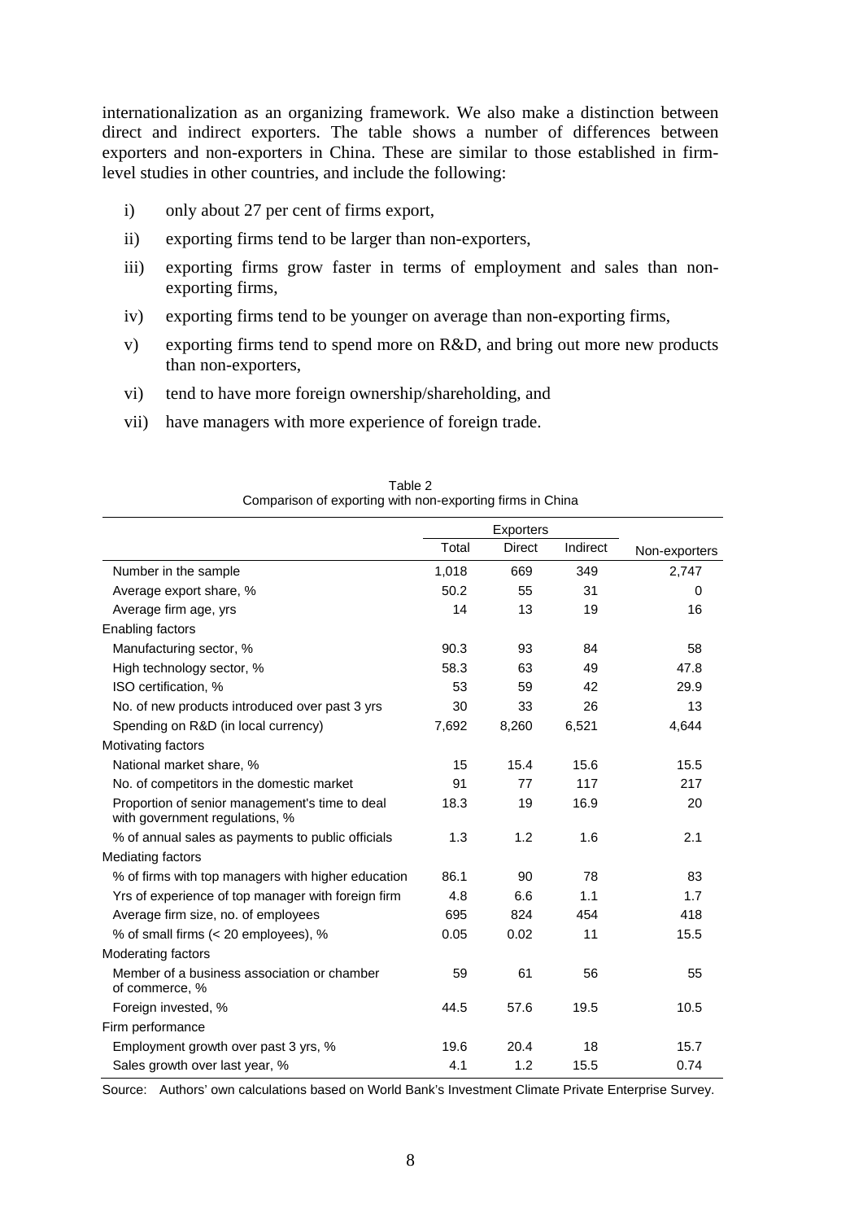internationalization as an organizing framework. We also make a distinction between direct and indirect exporters. The table shows a number of differences between exporters and non-exporters in China. These are similar to those established in firm-level studies in other countries, and include the following:

i) only about 27 per cent of firms export,

ii) exporting firms tend to be larger than non-exporters,

iii) exporting firms grow faster in terms of employment and sales than non-exporting firms,

iv) exporting firms tend to be younger on average than non-exporting firms,

v) exporting firms tend to spend more on R&D, and bring out more new products than non-exporters,

vi) tend to have more foreign ownership/shareholding, and

vii) have managers with more experience of foreign trade.

Table 2
Comparison of exporting with non-exporting firms in China

| | Exporters | | | |
|---|---|---|---|---|
| | Total | Direct | Indirect | Non-exporters |
| Number in the sample | 1,018 | 669 | 349 | 2,747 |
| Average export share, % | 50.2 | 55 | 31 | 0 |
| Average firm age, yrs | 14 | 13 | 19 | 16 |
| Enabling factors | | | | |
| Manufacturing sector, % | 90.3 | 93 | 84 | 58 |
| High technology sector, % | 58.3 | 63 | 49 | 47.8 |
| ISO certification, % | 53 | 59 | 42 | 29.9 |
| No. of new products introduced over past 3 yrs | 30 | 33 | 26 | 13 |
| Spending on R&D (in local currency) | 7,692 | 8,260 | 6,521 | 4,644 |
| Motivating factors | | | | |
| National market share, % | 15 | 15.4 | 15.6 | 15.5 |
| No. of competitors in the domestic market | 91 | 77 | 117 | 217 |
| Proportion of senior management's time to deal with government regulations, % | 18.3 | 19 | 16.9 | 20 |
| % of annual sales as payments to public officials | 1.3 | 1.2 | 1.6 | 2.1 |
| Mediating factors | | | | |
| % of firms with top managers with higher education | 86.1 | 90 | 78 | 83 |
| Yrs of experience of top manager with foreign firm | 4.8 | 6.6 | 1.1 | 1.7 |
| Average firm size, no. of employees | 695 | 824 | 454 | 418 |
| % of small firms (< 20 employees), % | 0.05 | 0.02 | 11 | 15.5 |
| Moderating factors | | | | |
| Member of a business association or chamber of commerce, % | 59 | 61 | 56 | 55 |
| Foreign invested, % | 44.5 | 57.6 | 19.5 | 10.5 |
| Firm performance | | | | |
| Employment growth over past 3 yrs, % | 19.6 | 20.4 | 18 | 15.7 |
| Sales growth over last year, % | 4.1 | 1.2 | 15.5 | 0.74 |

Source: Authors' own calculations based on World Bank's Investment Climate Private Enterprise Survey.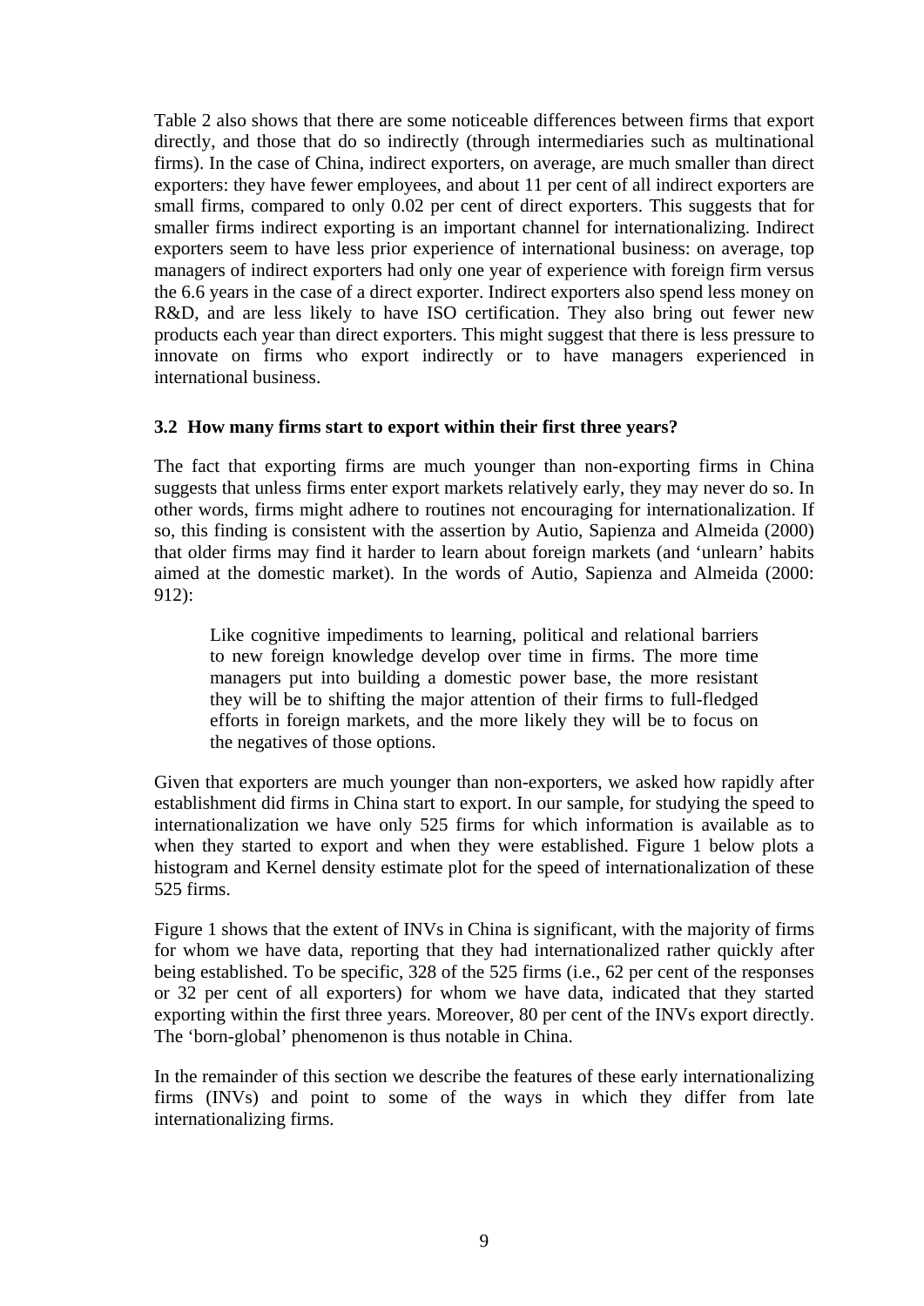Table 2 also shows that there are some noticeable differences between firms that export directly, and those that do so indirectly (through intermediaries such as multinational firms). In the case of China, indirect exporters, on average, are much smaller than direct exporters: they have fewer employees, and about 11 per cent of all indirect exporters are small firms, compared to only 0.02 per cent of direct exporters. This suggests that for smaller firms indirect exporting is an important channel for internationalizing. Indirect exporters seem to have less prior experience of international business: on average, top managers of indirect exporters had only one year of experience with foreign firm versus the 6.6 years in the case of a direct exporter. Indirect exporters also spend less money on R&D, and are less likely to have ISO certification. They also bring out fewer new products each year than direct exporters. This might suggest that there is less pressure to innovate on firms who export indirectly or to have managers experienced in international business.

### 3.2 How many firms start to export within their first three years?

The fact that exporting firms are much younger than non-exporting firms in China suggests that unless firms enter export markets relatively early, they may never do so. In other words, firms might adhere to routines not encouraging for internationalization. If so, this finding is consistent with the assertion by Autio, Sapienza and Almeida (2000) that older firms may find it harder to learn about foreign markets (and 'unlearn' habits aimed at the domestic market). In the words of Autio, Sapienza and Almeida (2000: 912):

> Like cognitive impediments to learning, political and relational barriers to new foreign knowledge develop over time in firms. The more time managers put into building a domestic power base, the more resistant they will be to shifting the major attention of their firms to full-fledged efforts in foreign markets, and the more likely they will be to focus on the negatives of those options.

Given that exporters are much younger than non-exporters, we asked how rapidly after establishment did firms in China start to export. In our sample, for studying the speed to internationalization we have only 525 firms for which information is available as to when they started to export and when they were established. Figure 1 below plots a histogram and Kernel density estimate plot for the speed of internationalization of these 525 firms.

Figure 1 shows that the extent of INVs in China is significant, with the majority of firms for whom we have data, reporting that they had internationalized rather quickly after being established. To be specific, 328 of the 525 firms (i.e., 62 per cent of the responses or 32 per cent of all exporters) for whom we have data, indicated that they started exporting within the first three years. Moreover, 80 per cent of the INVs export directly. The 'born-global' phenomenon is thus notable in China.

In the remainder of this section we describe the features of these early internationalizing firms (INVs) and point to some of the ways in which they differ from late internationalizing firms.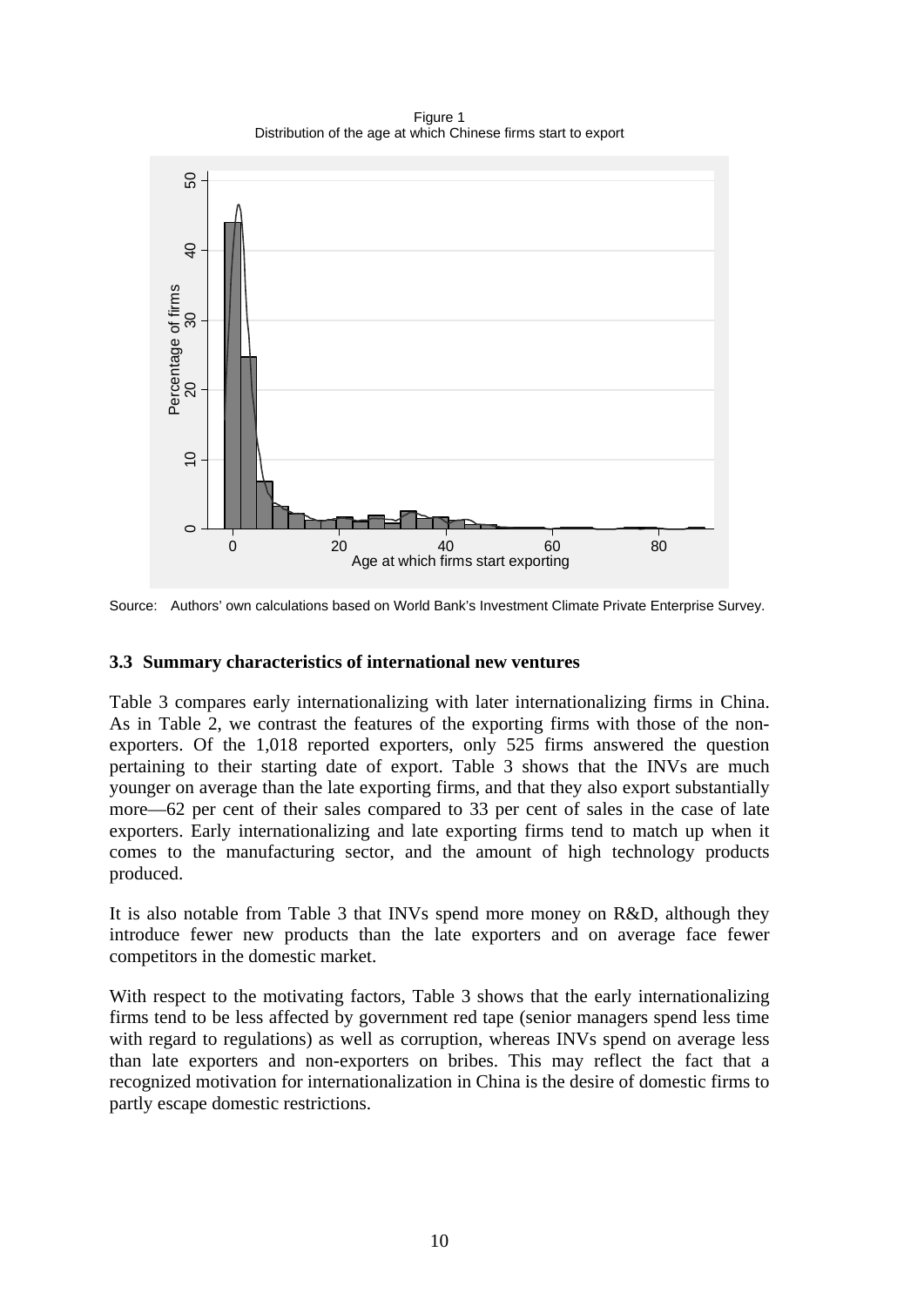Figure 1
Distribution of the age at which Chinese firms start to export

Source: Authors' own calculations based on World Bank's Investment Climate Private Enterprise Survey.

### 3.3 Summary characteristics of international new ventures

Table 3 compares early internationalizing with later internationalizing firms in China. As in Table 2, we contrast the features of the exporting firms with those of the non-exporters. Of the 1,018 reported exporters, only 525 firms answered the question pertaining to their starting date of export. Table 3 shows that the INVs are much younger on average than the late exporting firms, and that they also export substantially more—62 per cent of their sales compared to 33 per cent of sales in the case of late exporters. Early internationalizing and late exporting firms tend to match up when it comes to the manufacturing sector, and the amount of high technology products produced.

It is also notable from Table 3 that INVs spend more money on R&D, although they introduce fewer new products than the late exporters and on average face fewer competitors in the domestic market.

With respect to the motivating factors, Table 3 shows that the early internationalizing firms tend to be less affected by government red tape (senior managers spend less time with regard to regulations) as well as corruption, whereas INVs spend on average less than late exporters and non-exporters on bribes. This may reflect the fact that a recognized motivation for internationalization in China is the desire of domestic firms to partly escape domestic restrictions.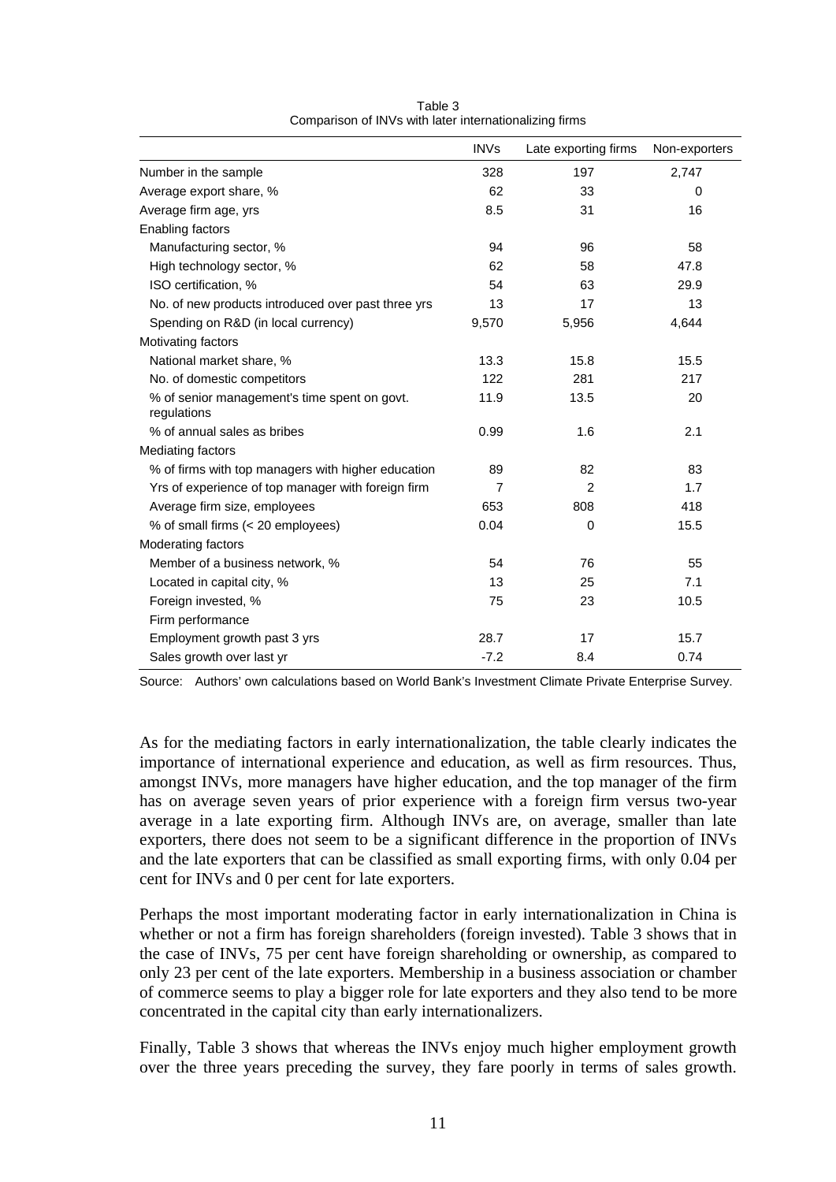Table 3
Comparison of INVs with later internationalizing firms

| | INVs | Late exporting firms | Non-exporters |
|---|---|---|---|
| Number in the sample | 328 | 197 | 2,747 |
| Average export share, % | 62 | 33 | 0 |
| Average firm age, yrs | 8.5 | 31 | 16 |
| Enabling factors | | | |
| Manufacturing sector, % | 94 | 96 | 58 |
| High technology sector, % | 62 | 58 | 47.8 |
| ISO certification, % | 54 | 63 | 29.9 |
| No. of new products introduced over past three yrs | 13 | 17 | 13 |
| Spending on R&D (in local currency) | 9,570 | 5,956 | 4,644 |
| Motivating factors | | | |
| National market share, % | 13.3 | 15.8 | 15.5 |
| No. of domestic competitors | 122 | 281 | 217 |
| % of senior management's time spent on govt. regulations | 11.9 | 13.5 | 20 |
| % of annual sales as bribes | 0.99 | 1.6 | 2.1 |
| Mediating factors | | | |
| % of firms with top managers with higher education | 89 | 82 | 83 |
| Yrs of experience of top manager with foreign firm | 7 | 2 | 1.7 |
| Average firm size, employees | 653 | 808 | 418 |
| % of small firms (< 20 employees) | 0.04 | 0 | 15.5 |
| Moderating factors | | | |
| Member of a business network, % | 54 | 76 | 55 |
| Located in capital city, % | 13 | 25 | 7.1 |
| Foreign invested, % | 75 | 23 | 10.5 |
| Firm performance | | | |
| Employment growth past 3 yrs | 28.7 | 17 | 15.7 |
| Sales growth over last yr | -7.2 | 8.4 | 0.74 |

Source: Authors' own calculations based on World Bank's Investment Climate Private Enterprise Survey.

As for the mediating factors in early internationalization, the table clearly indicates the importance of international experience and education, as well as firm resources. Thus, amongst INVs, more managers have higher education, and the top manager of the firm has on average seven years of prior experience with a foreign firm versus two-year average in a late exporting firm. Although INVs are, on average, smaller than late exporters, there does not seem to be a significant difference in the proportion of INVs and the late exporters that can be classified as small exporting firms, with only 0.04 per cent for INVs and 0 per cent for late exporters.

Perhaps the most important moderating factor in early internationalization in China is whether or not a firm has foreign shareholders (foreign invested). Table 3 shows that in the case of INVs, 75 per cent have foreign shareholding or ownership, as compared to only 23 per cent of the late exporters. Membership in a business association or chamber of commerce seems to play a bigger role for late exporters and they also tend to be more concentrated in the capital city than early internationalizers.

Finally, Table 3 shows that whereas the INVs enjoy much higher employment growth over the three years preceding the survey, they fare poorly in terms of sales growth.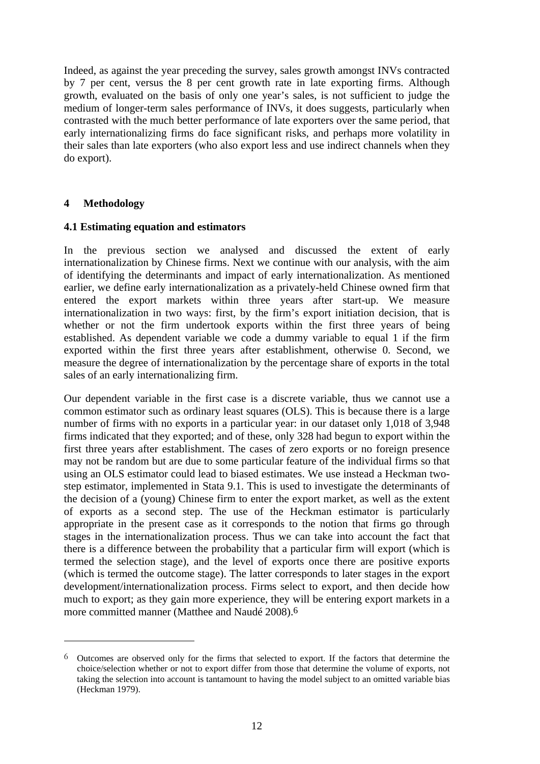Indeed, as against the year preceding the survey, sales growth amongst INVs contracted by 7 per cent, versus the 8 per cent growth rate in late exporting firms. Although growth, evaluated on the basis of only one year's sales, is not sufficient to judge the medium of longer-term sales performance of INVs, it does suggests, particularly when contrasted with the much better performance of late exporters over the same period, that early internationalizing firms do face significant risks, and perhaps more volatility in their sales than late exporters (who also export less and use indirect channels when they do export).

## 4 Methodology

### 4.1 Estimating equation and estimators

In the previous section we analysed and discussed the extent of early internationalization by Chinese firms. Next we continue with our analysis, with the aim of identifying the determinants and impact of early internationalization. As mentioned earlier, we define early internationalization as a privately-held Chinese owned firm that entered the export markets within three years after start-up. We measure internationalization in two ways: first, by the firm's export initiation decision, that is whether or not the firm undertook exports within the first three years of being established. As dependent variable we code a dummy variable to equal 1 if the firm exported within the first three years after establishment, otherwise 0. Second, we measure the degree of internationalization by the percentage share of exports in the total sales of an early internationalizing firm.

Our dependent variable in the first case is a discrete variable, thus we cannot use a common estimator such as ordinary least squares (OLS). This is because there is a large number of firms with no exports in a particular year: in our dataset only 1,018 of 3,948 firms indicated that they exported; and of these, only 328 had begun to export within the first three years after establishment. The cases of zero exports or no foreign presence may not be random but are due to some particular feature of the individual firms so that using an OLS estimator could lead to biased estimates. We use instead a Heckman two-step estimator, implemented in Stata 9.1. This is used to investigate the determinants of the decision of a (young) Chinese firm to enter the export market, as well as the extent of exports as a second step. The use of the Heckman estimator is particularly appropriate in the present case as it corresponds to the notion that firms go through stages in the internationalization process. Thus we can take into account the fact that there is a difference between the probability that a particular firm will export (which is termed the selection stage), and the level of exports once there are positive exports (which is termed the outcome stage). The latter corresponds to later stages in the export development/internationalization process. Firms select to export, and then decide how much to export; as they gain more experience, they will be entering export markets in a more committed manner (Matthee and Naudé 2008).[6]

---

[6] Outcomes are observed only for the firms that selected to export. If the factors that determine the choice/selection whether or not to export differ from those that determine the volume of exports, not taking the selection into account is tantamount to having the model subject to an omitted variable bias (Heckman 1979).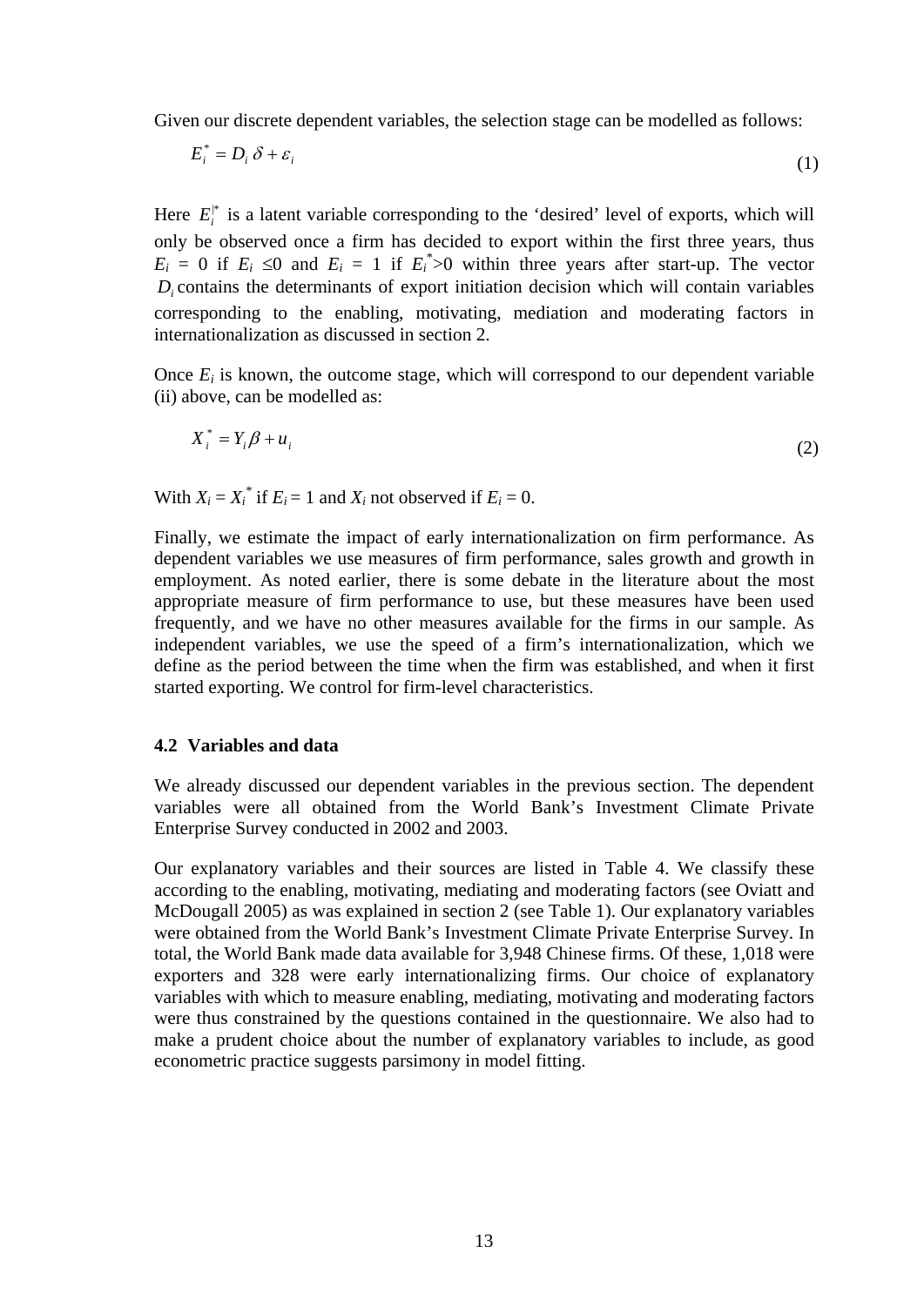Given our discrete dependent variables, the selection stage can be modelled as follows:

$$E_i^* = D_i\,\delta + \varepsilon_i \tag{1}$$

Here $E_i^*$ is a latent variable corresponding to the 'desired' level of exports, which will only be observed once a firm has decided to export within the first three years, thus $E_i = 0$ if $E_i \leq 0$ and $E_i = 1$ if $E_i^* > 0$ within three years after start-up. The vector $D_i$ contains the determinants of export initiation decision which will contain variables corresponding to the enabling, motivating, mediation and moderating factors in internationalization as discussed in section 2.

Once $E_i$ is known, the outcome stage, which will correspond to our dependent variable (ii) above, can be modelled as:

$$X_i^* = Y_i \beta + u_i \tag{2}$$

With $X_i = X_i^*$ if $E_i = 1$ and $X_i$ not observed if $E_i = 0$.

Finally, we estimate the impact of early internationalization on firm performance. As dependent variables we use measures of firm performance, sales growth and growth in employment. As noted earlier, there is some debate in the literature about the most appropriate measure of firm performance to use, but these measures have been used frequently, and we have no other measures available for the firms in our sample. As independent variables, we use the speed of a firm's internationalization, which we define as the period between the time when the firm was established, and when it first started exporting. We control for firm-level characteristics.

### 4.2 Variables and data

We already discussed our dependent variables in the previous section. The dependent variables were all obtained from the World Bank's Investment Climate Private Enterprise Survey conducted in 2002 and 2003.

Our explanatory variables and their sources are listed in Table 4. We classify these according to the enabling, motivating, mediating and moderating factors (see Oviatt and McDougall 2005) as was explained in section 2 (see Table 1). Our explanatory variables were obtained from the World Bank's Investment Climate Private Enterprise Survey. In total, the World Bank made data available for 3,948 Chinese firms. Of these, 1,018 were exporters and 328 were early internationalizing firms. Our choice of explanatory variables with which to measure enabling, mediating, motivating and moderating factors were thus constrained by the questions contained in the questionnaire. We also had to make a prudent choice about the number of explanatory variables to include, as good econometric practice suggests parsimony in model fitting.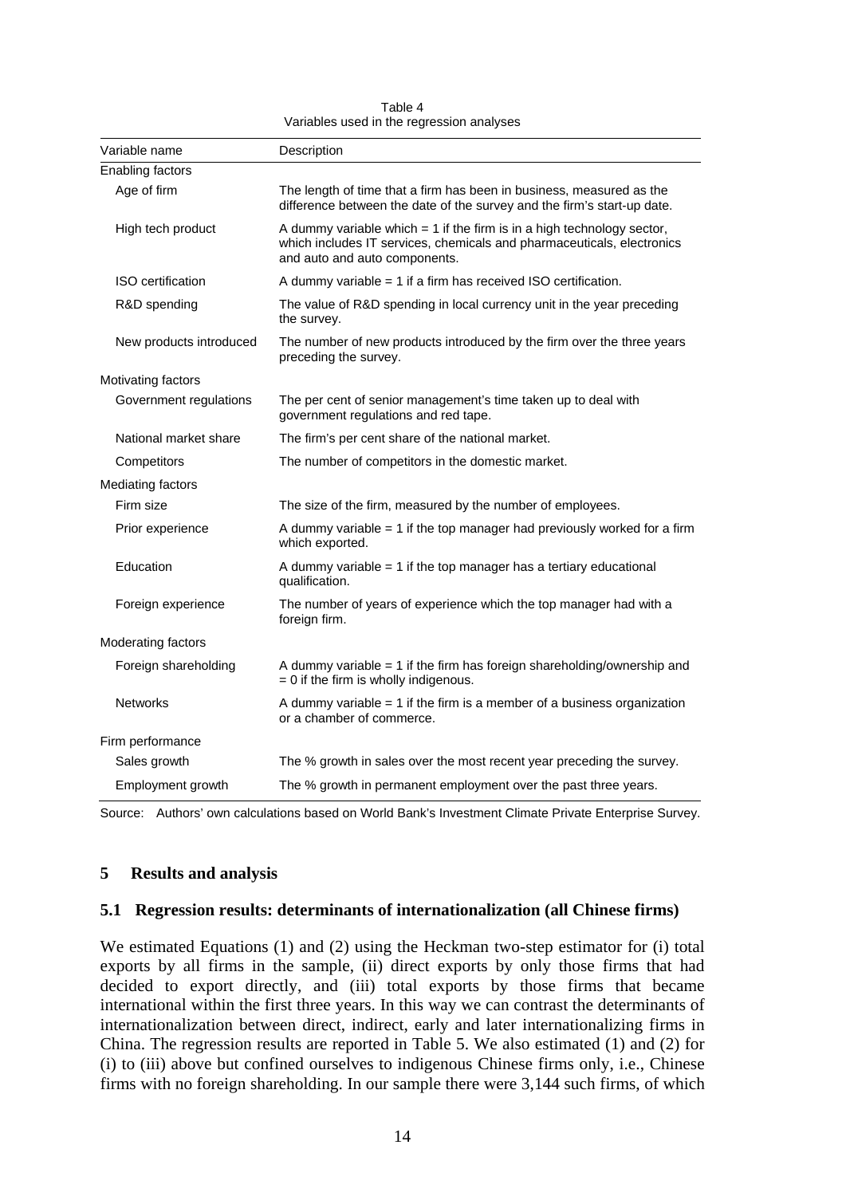Table 4
Variables used in the regression analyses

| Variable name | Description |
|---|---|
| Enabling factors | |
| Age of firm | The length of time that a firm has been in business, measured as the difference between the date of the survey and the firm's start-up date. |
| High tech product | A dummy variable which = 1 if the firm is in a high technology sector, which includes IT services, chemicals and pharmaceuticals, electronics and auto and auto components. |
| ISO certification | A dummy variable = 1 if a firm has received ISO certification. |
| R&D spending | The value of R&D spending in local currency unit in the year preceding the survey. |
| New products introduced | The number of new products introduced by the firm over the three years preceding the survey. |
| Motivating factors | |
| Government regulations | The per cent of senior management's time taken up to deal with government regulations and red tape. |
| National market share | The firm's per cent share of the national market. |
| Competitors | The number of competitors in the domestic market. |
| Mediating factors | |
| Firm size | The size of the firm, measured by the number of employees. |
| Prior experience | A dummy variable = 1 if the top manager had previously worked for a firm which exported. |
| Education | A dummy variable = 1 if the top manager has a tertiary educational qualification. |
| Foreign experience | The number of years of experience which the top manager had with a foreign firm. |
| Moderating factors | |
| Foreign shareholding | A dummy variable = 1 if the firm has foreign shareholding/ownership and = 0 if the firm is wholly indigenous. |
| Networks | A dummy variable = 1 if the firm is a member of a business organization or a chamber of commerce. |
| Firm performance | |
| Sales growth | The % growth in sales over the most recent year preceding the survey. |
| Employment growth | The % growth in permanent employment over the past three years. |

Source: Authors' own calculations based on World Bank's Investment Climate Private Enterprise Survey.

## 5 Results and analysis

### 5.1 Regression results: determinants of internationalization (all Chinese firms)

We estimated Equations (1) and (2) using the Heckman two-step estimator for (i) total exports by all firms in the sample, (ii) direct exports by only those firms that had decided to export directly, and (iii) total exports by those firms that became international within the first three years. In this way we can contrast the determinants of internationalization between direct, indirect, early and later internationalizing firms in China. The regression results are reported in Table 5. We also estimated (1) and (2) for (i) to (iii) above but confined ourselves to indigenous Chinese firms only, i.e., Chinese firms with no foreign shareholding. In our sample there were 3,144 such firms, of which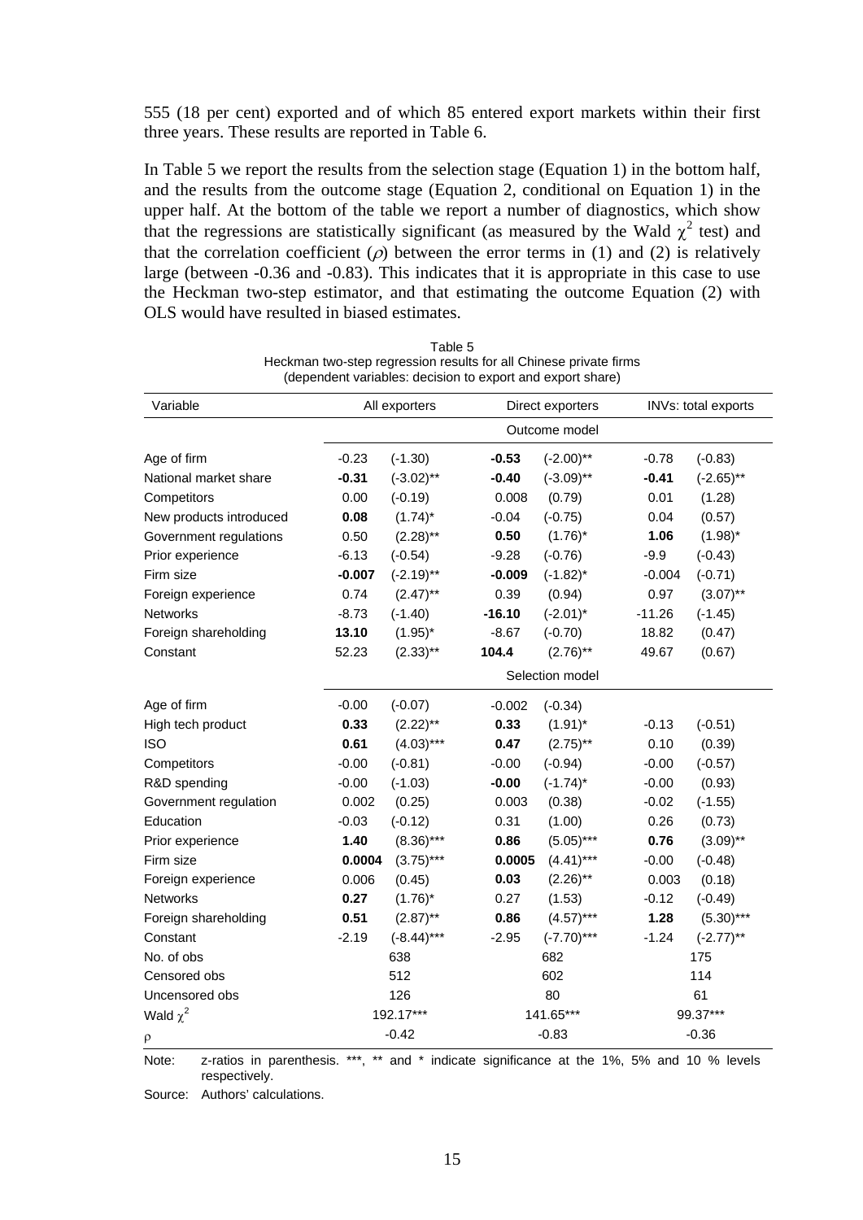555 (18 per cent) exported and of which 85 entered export markets within their first three years. These results are reported in Table 6.

In Table 5 we report the results from the selection stage (Equation 1) in the bottom half, and the results from the outcome stage (Equation 2, conditional on Equation 1) in the upper half. At the bottom of the table we report a number of diagnostics, which show that the regressions are statistically significant (as measured by the Wald $\chi^2$ test) and that the correlation coefficient ($\rho$) between the error terms in (1) and (2) is relatively large (between -0.36 and -0.83). This indicates that it is appropriate in this case to use the Heckman two-step estimator, and that estimating the outcome Equation (2) with OLS would have resulted in biased estimates.

Table 5
Heckman two-step regression results for all Chinese private firms
(dependent variables: decision to export and export share)

| Variable | All exporters | | Direct exporters | | INVs: total exports | |
|---|---|---|---|---|---|---|
| | | | Outcome model | | | |
| Age of firm | -0.23 | (-1.30) | **-0.53** | (-2.00)** | -0.78 | (-0.83) |
| National market share | **-0.31** | (-3.02)** | **-0.40** | (-3.09)** | **-0.41** | (-2.65)** |
| Competitors | 0.00 | (-0.19) | 0.008 | (0.79) | 0.01 | (1.28) |
| New products introduced | **0.08** | (1.74)* | -0.04 | (-0.75) | 0.04 | (0.57) |
| Government regulations | 0.50 | (2.28)** | **0.50** | (1.76)* | **1.06** | (1.98)* |
| Prior experience | -6.13 | (-0.54) | -9.28 | (-0.76) | -9.9 | (-0.43) |
| Firm size | **-0.007** | (-2.19)** | **-0.009** | (-1.82)* | -0.004 | (-0.71) |
| Foreign experience | 0.74 | (2.47)** | 0.39 | (0.94) | 0.97 | (3.07)** |
| Networks | -8.73 | (-1.40) | **-16.10** | (-2.01)* | -11.26 | (-1.45) |
| Foreign shareholding | **13.10** | (1.95)* | -8.67 | (-0.70) | 18.82 | (0.47) |
| Constant | 52.23 | (2.33)** | **104.4** | (2.76)** | 49.67 | (0.67) |
| | | | Selection model | | | |
| Age of firm | -0.00 | (-0.07) | -0.002 | (-0.34) | | |
| High tech product | **0.33** | (2.22)** | **0.33** | (1.91)* | -0.13 | (-0.51) |
| ISO | **0.61** | (4.03)*** | **0.47** | (2.75)** | 0.10 | (0.39) |
| Competitors | -0.00 | (-0.81) | -0.00 | (-0.94) | -0.00 | (-0.57) |
| R&D spending | -0.00 | (-1.03) | **-0.00** | (-1.74)* | -0.00 | (0.93) |
| Government regulation | 0.002 | (0.25) | 0.003 | (0.38) | -0.02 | (-1.55) |
| Education | -0.03 | (-0.12) | 0.31 | (1.00) | 0.26 | (0.73) |
| Prior experience | **1.40** | (8.36)*** | **0.86** | (5.05)*** | **0.76** | (3.09)** |
| Firm size | **0.0004** | (3.75)*** | **0.0005** | (4.41)*** | -0.00 | (-0.48) |
| Foreign experience | 0.006 | (0.45) | **0.03** | (2.26)** | 0.003 | (0.18) |
| Networks | **0.27** | (1.76)* | 0.27 | (1.53) | -0.12 | (-0.49) |
| Foreign shareholding | **0.51** | (2.87)** | **0.86** | (4.57)*** | **1.28** | (5.30)*** |
| Constant | -2.19 | (-8.44)*** | -2.95 | (-7.70)*** | -1.24 | (-2.77)** |
| No. of obs | 638 | | 682 | | 175 | |
| Censored obs | 512 | | 602 | | 114 | |
| Uncensored obs | 126 | | 80 | | 61 | |
| Wald $\chi^2$ | 192.17*** | | 141.65*** | | 99.37*** | |
| $\rho$ | -0.42 | | -0.83 | | -0.36 | |

Note: z-ratios in parenthesis. ***, ** and * indicate significance at the 1%, 5% and 10 % levels respectively.

Source: Authors' calculations.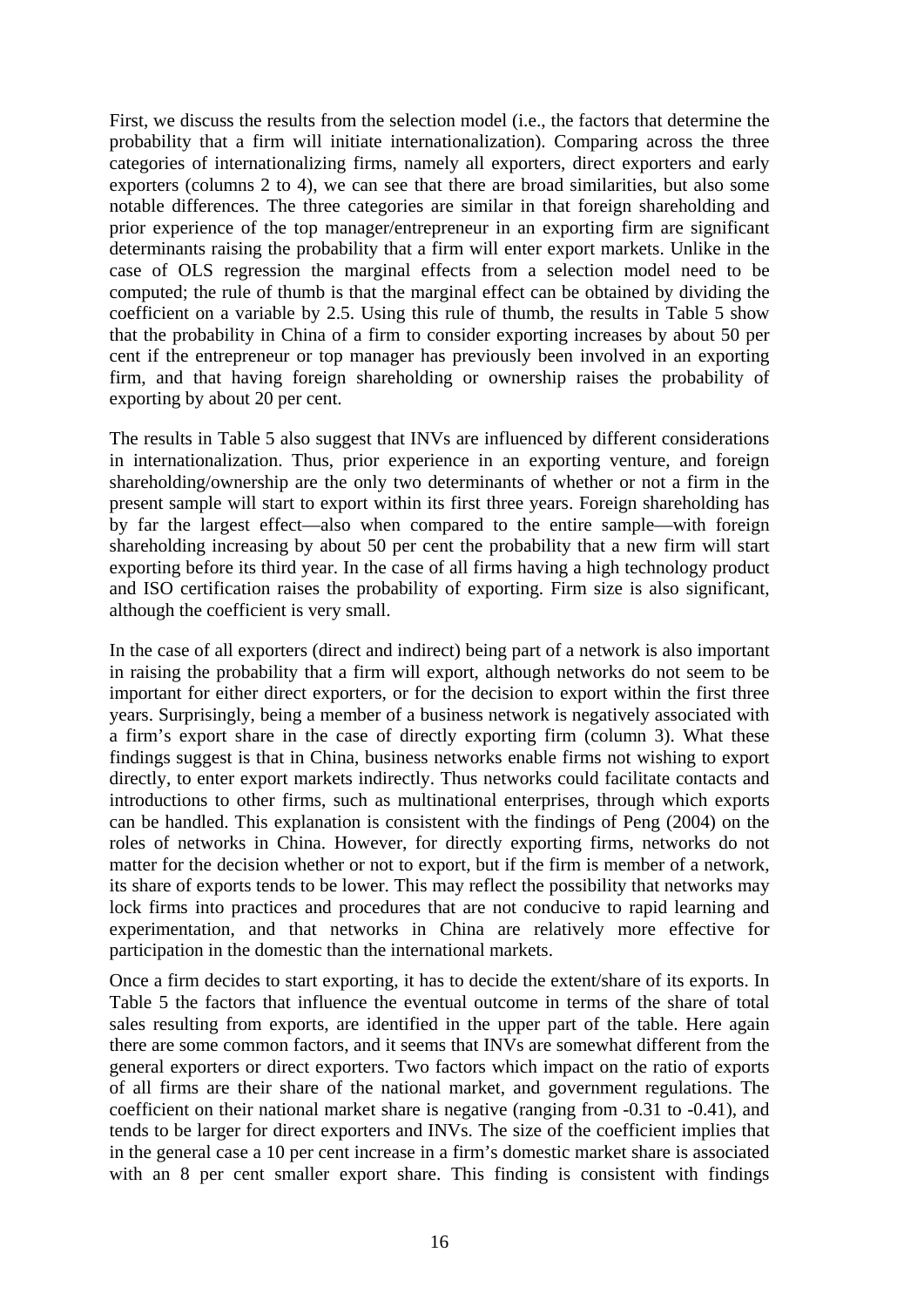First, we discuss the results from the selection model (i.e., the factors that determine the probability that a firm will initiate internationalization). Comparing across the three categories of internationalizing firms, namely all exporters, direct exporters and early exporters (columns 2 to 4), we can see that there are broad similarities, but also some notable differences. The three categories are similar in that foreign shareholding and prior experience of the top manager/entrepreneur in an exporting firm are significant determinants raising the probability that a firm will enter export markets. Unlike in the case of OLS regression the marginal effects from a selection model need to be computed; the rule of thumb is that the marginal effect can be obtained by dividing the coefficient on a variable by 2.5. Using this rule of thumb, the results in Table 5 show that the probability in China of a firm to consider exporting increases by about 50 per cent if the entrepreneur or top manager has previously been involved in an exporting firm, and that having foreign shareholding or ownership raises the probability of exporting by about 20 per cent.

The results in Table 5 also suggest that INVs are influenced by different considerations in internationalization. Thus, prior experience in an exporting venture, and foreign shareholding/ownership are the only two determinants of whether or not a firm in the present sample will start to export within its first three years. Foreign shareholding has by far the largest effect—also when compared to the entire sample—with foreign shareholding increasing by about 50 per cent the probability that a new firm will start exporting before its third year. In the case of all firms having a high technology product and ISO certification raises the probability of exporting. Firm size is also significant, although the coefficient is very small.

In the case of all exporters (direct and indirect) being part of a network is also important in raising the probability that a firm will export, although networks do not seem to be important for either direct exporters, or for the decision to export within the first three years. Surprisingly, being a member of a business network is negatively associated with a firm's export share in the case of directly exporting firm (column 3). What these findings suggest is that in China, business networks enable firms not wishing to export directly, to enter export markets indirectly. Thus networks could facilitate contacts and introductions to other firms, such as multinational enterprises, through which exports can be handled. This explanation is consistent with the findings of Peng (2004) on the roles of networks in China. However, for directly exporting firms, networks do not matter for the decision whether or not to export, but if the firm is member of a network, its share of exports tends to be lower. This may reflect the possibility that networks may lock firms into practices and procedures that are not conducive to rapid learning and experimentation, and that networks in China are relatively more effective for participation in the domestic than the international markets.

Once a firm decides to start exporting, it has to decide the extent/share of its exports. In Table 5 the factors that influence the eventual outcome in terms of the share of total sales resulting from exports, are identified in the upper part of the table. Here again there are some common factors, and it seems that INVs are somewhat different from the general exporters or direct exporters. Two factors which impact on the ratio of exports of all firms are their share of the national market, and government regulations. The coefficient on their national market share is negative (ranging from -0.31 to -0.41), and tends to be larger for direct exporters and INVs. The size of the coefficient implies that in the general case a 10 per cent increase in a firm's domestic market share is associated with an 8 per cent smaller export share. This finding is consistent with findings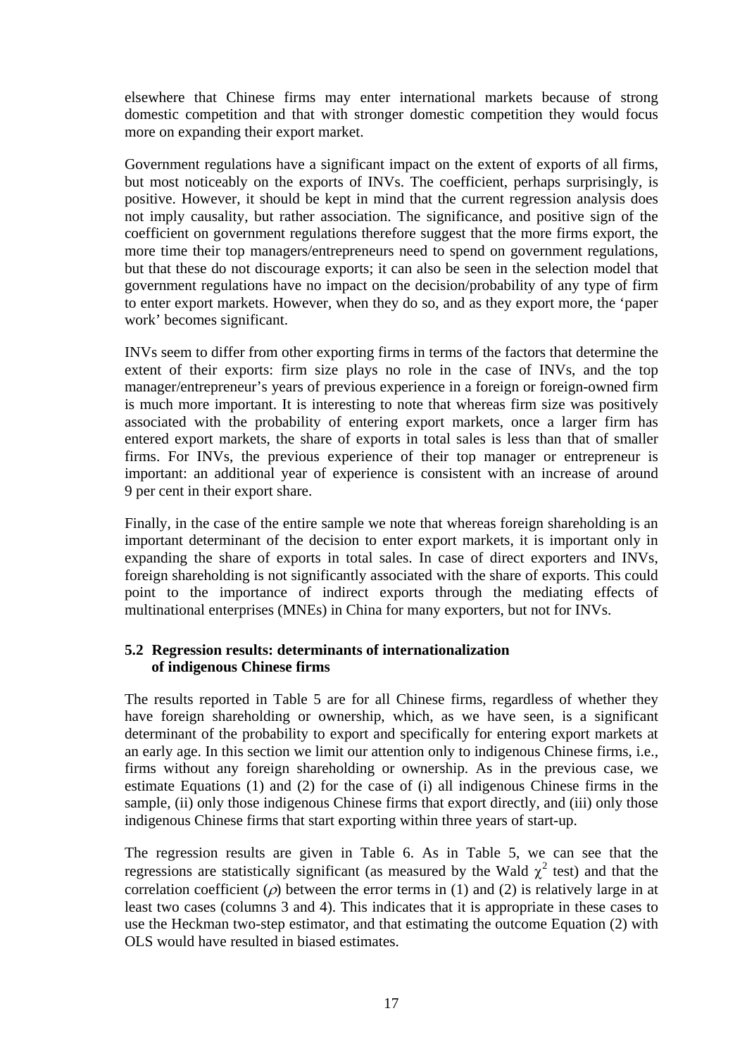elsewhere that Chinese firms may enter international markets because of strong domestic competition and that with stronger domestic competition they would focus more on expanding their export market.

Government regulations have a significant impact on the extent of exports of all firms, but most noticeably on the exports of INVs. The coefficient, perhaps surprisingly, is positive. However, it should be kept in mind that the current regression analysis does not imply causality, but rather association. The significance, and positive sign of the coefficient on government regulations therefore suggest that the more firms export, the more time their top managers/entrepreneurs need to spend on government regulations, but that these do not discourage exports; it can also be seen in the selection model that government regulations have no impact on the decision/probability of any type of firm to enter export markets. However, when they do so, and as they export more, the 'paper work' becomes significant.

INVs seem to differ from other exporting firms in terms of the factors that determine the extent of their exports: firm size plays no role in the case of INVs, and the top manager/entrepreneur's years of previous experience in a foreign or foreign-owned firm is much more important. It is interesting to note that whereas firm size was positively associated with the probability of entering export markets, once a larger firm has entered export markets, the share of exports in total sales is less than that of smaller firms. For INVs, the previous experience of their top manager or entrepreneur is important: an additional year of experience is consistent with an increase of around 9 per cent in their export share.

Finally, in the case of the entire sample we note that whereas foreign shareholding is an important determinant of the decision to enter export markets, it is important only in expanding the share of exports in total sales. In case of direct exporters and INVs, foreign shareholding is not significantly associated with the share of exports. This could point to the importance of indirect exports through the mediating effects of multinational enterprises (MNEs) in China for many exporters, but not for INVs.

### 5.2 Regression results: determinants of internationalization of indigenous Chinese firms

The results reported in Table 5 are for all Chinese firms, regardless of whether they have foreign shareholding or ownership, which, as we have seen, is a significant determinant of the probability to export and specifically for entering export markets at an early age. In this section we limit our attention only to indigenous Chinese firms, i.e., firms without any foreign shareholding or ownership. As in the previous case, we estimate Equations (1) and (2) for the case of (i) all indigenous Chinese firms in the sample, (ii) only those indigenous Chinese firms that export directly, and (iii) only those indigenous Chinese firms that start exporting within three years of start-up.

The regression results are given in Table 6. As in Table 5, we can see that the regressions are statistically significant (as measured by the Wald $\chi^2$ test) and that the correlation coefficient ($\rho$) between the error terms in (1) and (2) is relatively large in at least two cases (columns 3 and 4). This indicates that it is appropriate in these cases to use the Heckman two-step estimator, and that estimating the outcome Equation (2) with OLS would have resulted in biased estimates.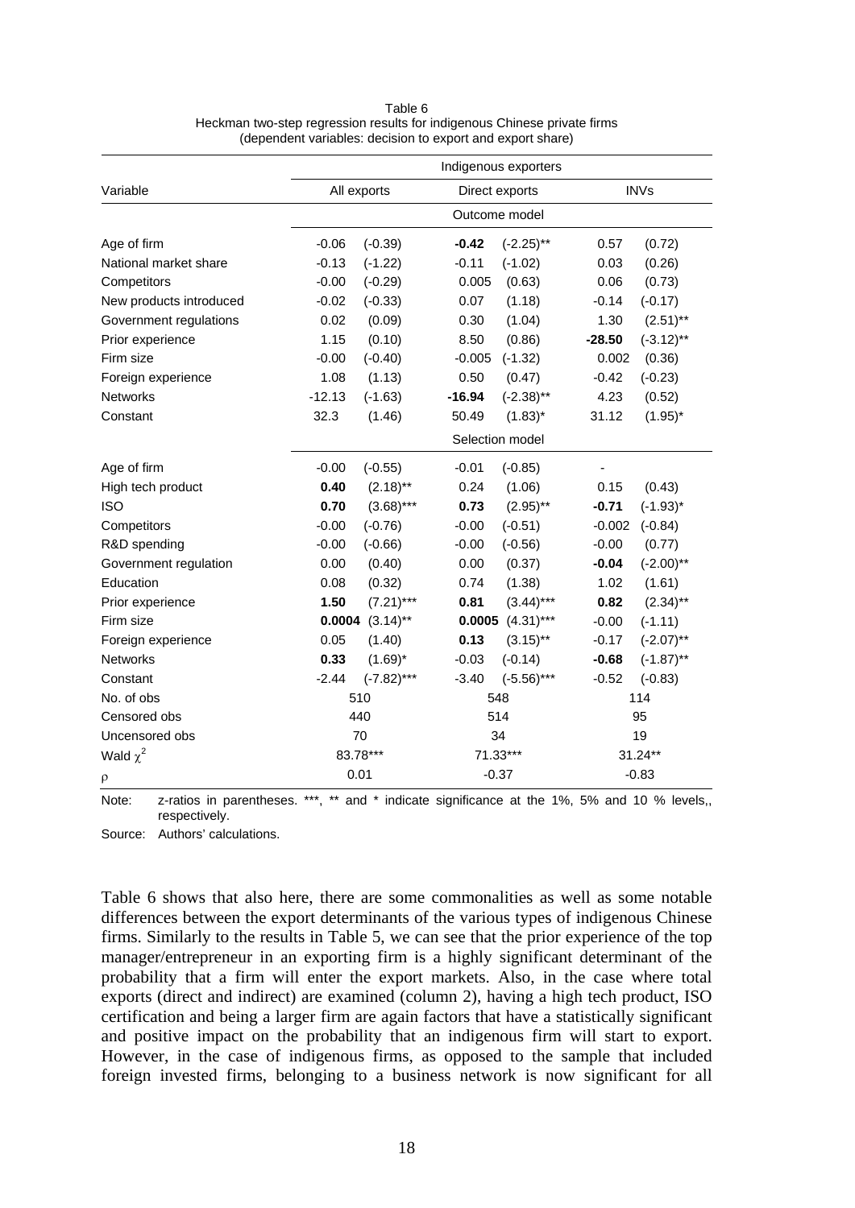Table 6
Heckman two-step regression results for indigenous Chinese private firms
(dependent variables: decision to export and export share)

| Variable | Indigenous exporters | | | | | |
|---|---|---|---|---|---|---|
| | All exports | | Direct exports | | INVs | |
| | Outcome model | | | | | |
| Age of firm | -0.06 | (-0.39) | **-0.42** | (-2.25)** | 0.57 | (0.72) |
| National market share | -0.13 | (-1.22) | -0.11 | (-1.02) | 0.03 | (0.26) |
| Competitors | -0.00 | (-0.29) | 0.005 | (0.63) | 0.06 | (0.73) |
| New products introduced | -0.02 | (-0.33) | 0.07 | (1.18) | -0.14 | (-0.17) |
| Government regulations | 0.02 | (0.09) | 0.30 | (1.04) | 1.30 | (2.51)** |
| Prior experience | 1.15 | (0.10) | 8.50 | (0.86) | **-28.50** | (-3.12)** |
| Firm size | -0.00 | (-0.40) | -0.005 | (-1.32) | 0.002 | (0.36) |
| Foreign experience | 1.08 | (1.13) | 0.50 | (0.47) | -0.42 | (-0.23) |
| Networks | -12.13 | (-1.63) | **-16.94** | (-2.38)** | 4.23 | (0.52) |
| Constant | 32.3 | (1.46) | 50.49 | (1.83)* | 31.12 | (1.95)* |
| | Selection model | | | | | |
| Age of firm | -0.00 | (-0.55) | -0.01 | (-0.85) | - | |
| High tech product | **0.40** | (2.18)** | 0.24 | (1.06) | 0.15 | (0.43) |
| ISO | **0.70** | (3.68)*** | **0.73** | (2.95)** | **-0.71** | (-1.93)* |
| Competitors | -0.00 | (-0.76) | -0.00 | (-0.51) | -0.002 | (-0.84) |
| R&D spending | -0.00 | (-0.66) | -0.00 | (-0.56) | -0.00 | (0.77) |
| Government regulation | 0.00 | (0.40) | 0.00 | (0.37) | **-0.04** | (-2.00)** |
| Education | 0.08 | (0.32) | 0.74 | (1.38) | 1.02 | (1.61) |
| Prior experience | **1.50** | (7.21)*** | **0.81** | (3.44)*** | **0.82** | (2.34)** |
| Firm size | **0.0004** | (3.14)** | **0.0005** | (4.31)*** | -0.00 | (-1.11) |
| Foreign experience | 0.05 | (1.40) | **0.13** | (3.15)** | -0.17 | (-2.07)** |
| Networks | **0.33** | (1.69)* | -0.03 | (-0.14) | **-0.68** | (-1.87)** |
| Constant | -2.44 | (-7.82)*** | -3.40 | (-5.56)*** | -0.52 | (-0.83) |
| No. of obs | 510 | | 548 | | 114 | |
| Censored obs | 440 | | 514 | | 95 | |
| Uncensored obs | 70 | | 34 | | 19 | |
| Wald $\chi^2$ | 83.78*** | | 71.33*** | | 31.24** | |
| $\rho$ | 0.01 | | -0.37 | | -0.83 | |

Note: z-ratios in parentheses. ***, ** and * indicate significance at the 1%, 5% and 10 % levels,, respectively.

Source: Authors' calculations.

Table 6 shows that also here, there are some commonalities as well as some notable differences between the export determinants of the various types of indigenous Chinese firms. Similarly to the results in Table 5, we can see that the prior experience of the top manager/entrepreneur in an exporting firm is a highly significant determinant of the probability that a firm will enter the export markets. Also, in the case where total exports (direct and indirect) are examined (column 2), having a high tech product, ISO certification and being a larger firm are again factors that have a statistically significant and positive impact on the probability that an indigenous firm will start to export. However, in the case of indigenous firms, as opposed to the sample that included foreign invested firms, belonging to a business network is now significant for all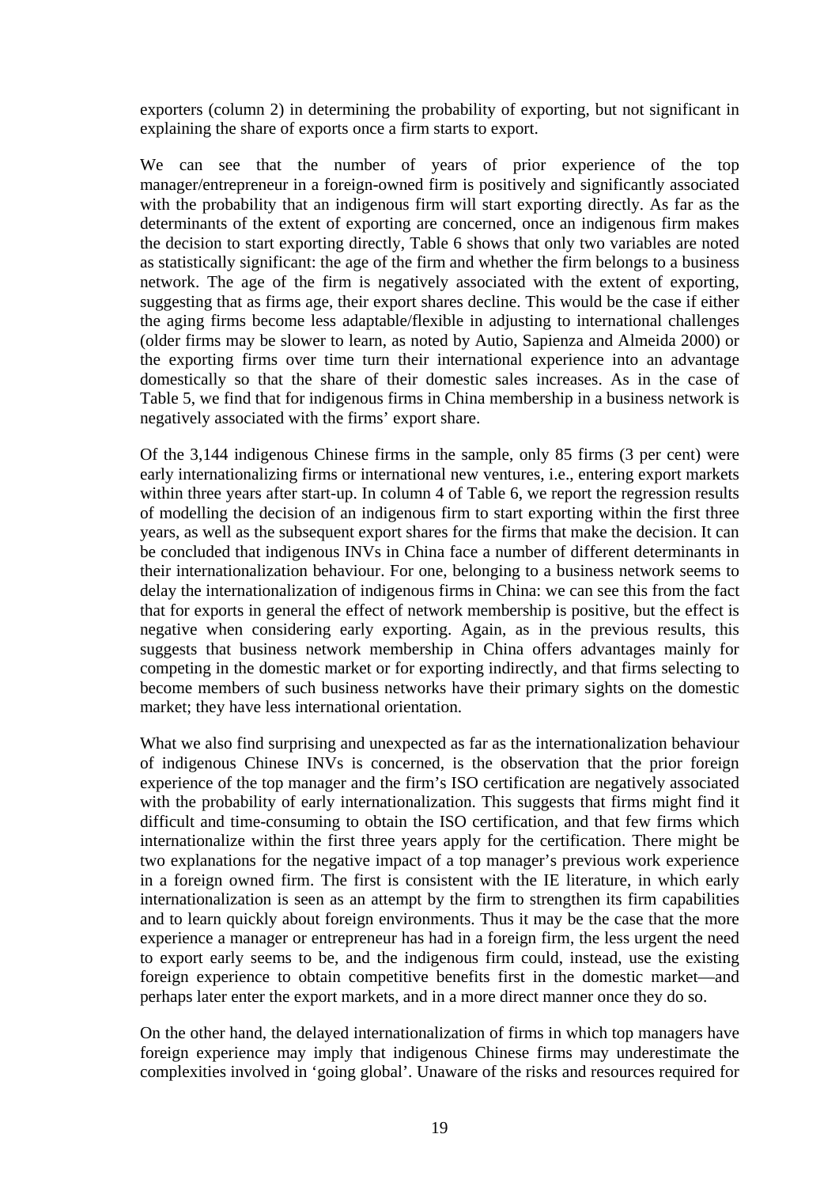exporters (column 2) in determining the probability of exporting, but not significant in explaining the share of exports once a firm starts to export.

We can see that the number of years of prior experience of the top manager/entrepreneur in a foreign-owned firm is positively and significantly associated with the probability that an indigenous firm will start exporting directly. As far as the determinants of the extent of exporting are concerned, once an indigenous firm makes the decision to start exporting directly, Table 6 shows that only two variables are noted as statistically significant: the age of the firm and whether the firm belongs to a business network. The age of the firm is negatively associated with the extent of exporting, suggesting that as firms age, their export shares decline. This would be the case if either the aging firms become less adaptable/flexible in adjusting to international challenges (older firms may be slower to learn, as noted by Autio, Sapienza and Almeida 2000) or the exporting firms over time turn their international experience into an advantage domestically so that the share of their domestic sales increases. As in the case of Table 5, we find that for indigenous firms in China membership in a business network is negatively associated with the firms' export share.

Of the 3,144 indigenous Chinese firms in the sample, only 85 firms (3 per cent) were early internationalizing firms or international new ventures, i.e., entering export markets within three years after start-up. In column 4 of Table 6, we report the regression results of modelling the decision of an indigenous firm to start exporting within the first three years, as well as the subsequent export shares for the firms that make the decision. It can be concluded that indigenous INVs in China face a number of different determinants in their internationalization behaviour. For one, belonging to a business network seems to delay the internationalization of indigenous firms in China: we can see this from the fact that for exports in general the effect of network membership is positive, but the effect is negative when considering early exporting. Again, as in the previous results, this suggests that business network membership in China offers advantages mainly for competing in the domestic market or for exporting indirectly, and that firms selecting to become members of such business networks have their primary sights on the domestic market; they have less international orientation.

What we also find surprising and unexpected as far as the internationalization behaviour of indigenous Chinese INVs is concerned, is the observation that the prior foreign experience of the top manager and the firm's ISO certification are negatively associated with the probability of early internationalization. This suggests that firms might find it difficult and time-consuming to obtain the ISO certification, and that few firms which internationalize within the first three years apply for the certification. There might be two explanations for the negative impact of a top manager's previous work experience in a foreign owned firm. The first is consistent with the IE literature, in which early internationalization is seen as an attempt by the firm to strengthen its firm capabilities and to learn quickly about foreign environments. Thus it may be the case that the more experience a manager or entrepreneur has had in a foreign firm, the less urgent the need to export early seems to be, and the indigenous firm could, instead, use the existing foreign experience to obtain competitive benefits first in the domestic market—and perhaps later enter the export markets, and in a more direct manner once they do so.

On the other hand, the delayed internationalization of firms in which top managers have foreign experience may imply that indigenous Chinese firms may underestimate the complexities involved in 'going global'. Unaware of the risks and resources required for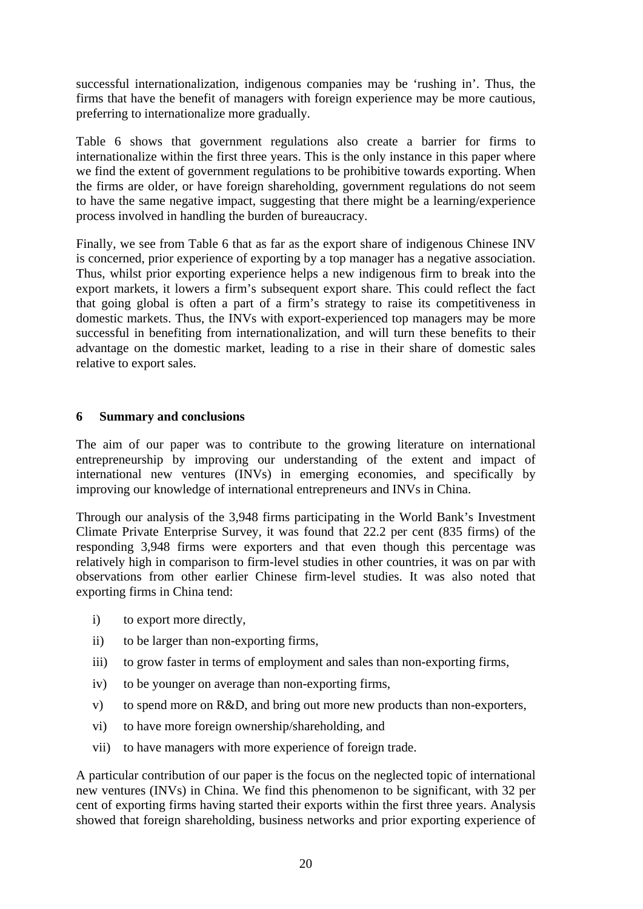successful internationalization, indigenous companies may be 'rushing in'. Thus, the firms that have the benefit of managers with foreign experience may be more cautious, preferring to internationalize more gradually.

Table 6 shows that government regulations also create a barrier for firms to internationalize within the first three years. This is the only instance in this paper where we find the extent of government regulations to be prohibitive towards exporting. When the firms are older, or have foreign shareholding, government regulations do not seem to have the same negative impact, suggesting that there might be a learning/experience process involved in handling the burden of bureaucracy.

Finally, we see from Table 6 that as far as the export share of indigenous Chinese INV is concerned, prior experience of exporting by a top manager has a negative association. Thus, whilst prior exporting experience helps a new indigenous firm to break into the export markets, it lowers a firm's subsequent export share. This could reflect the fact that going global is often a part of a firm's strategy to raise its competitiveness in domestic markets. Thus, the INVs with export-experienced top managers may be more successful in benefiting from internationalization, and will turn these benefits to their advantage on the domestic market, leading to a rise in their share of domestic sales relative to export sales.

## 6 Summary and conclusions

The aim of our paper was to contribute to the growing literature on international entrepreneurship by improving our understanding of the extent and impact of international new ventures (INVs) in emerging economies, and specifically by improving our knowledge of international entrepreneurs and INVs in China.

Through our analysis of the 3,948 firms participating in the World Bank's Investment Climate Private Enterprise Survey, it was found that 22.2 per cent (835 firms) of the responding 3,948 firms were exporters and that even though this percentage was relatively high in comparison to firm-level studies in other countries, it was on par with observations from other earlier Chinese firm-level studies. It was also noted that exporting firms in China tend:

i) to export more directly,

ii) to be larger than non-exporting firms,

iii) to grow faster in terms of employment and sales than non-exporting firms,

iv) to be younger on average than non-exporting firms,

v) to spend more on R&D, and bring out more new products than non-exporters,

vi) to have more foreign ownership/shareholding, and

vii) to have managers with more experience of foreign trade.

A particular contribution of our paper is the focus on the neglected topic of international new ventures (INVs) in China. We find this phenomenon to be significant, with 32 per cent of exporting firms having started their exports within the first three years. Analysis showed that foreign shareholding, business networks and prior exporting experience of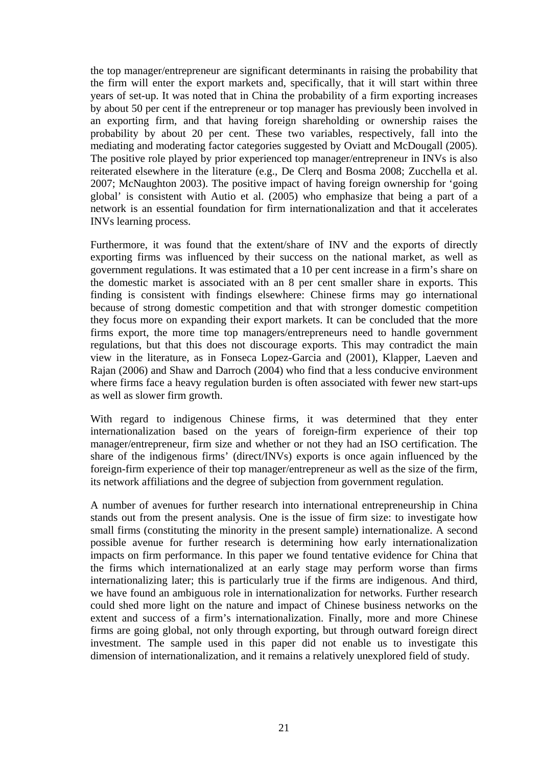the top manager/entrepreneur are significant determinants in raising the probability that the firm will enter the export markets and, specifically, that it will start within three years of set-up. It was noted that in China the probability of a firm exporting increases by about 50 per cent if the entrepreneur or top manager has previously been involved in an exporting firm, and that having foreign shareholding or ownership raises the probability by about 20 per cent. These two variables, respectively, fall into the mediating and moderating factor categories suggested by Oviatt and McDougall (2005). The positive role played by prior experienced top manager/entrepreneur in INVs is also reiterated elsewhere in the literature (e.g., De Clerq and Bosma 2008; Zucchella et al. 2007; McNaughton 2003). The positive impact of having foreign ownership for 'going global' is consistent with Autio et al. (2005) who emphasize that being a part of a network is an essential foundation for firm internationalization and that it accelerates INVs learning process.

Furthermore, it was found that the extent/share of INV and the exports of directly exporting firms was influenced by their success on the national market, as well as government regulations. It was estimated that a 10 per cent increase in a firm's share on the domestic market is associated with an 8 per cent smaller share in exports. This finding is consistent with findings elsewhere: Chinese firms may go international because of strong domestic competition and that with stronger domestic competition they focus more on expanding their export markets. It can be concluded that the more firms export, the more time top managers/entrepreneurs need to handle government regulations, but that this does not discourage exports. This may contradict the main view in the literature, as in Fonseca Lopez-Garcia and (2001), Klapper, Laeven and Rajan (2006) and Shaw and Darroch (2004) who find that a less conducive environment where firms face a heavy regulation burden is often associated with fewer new start-ups as well as slower firm growth.

With regard to indigenous Chinese firms, it was determined that they enter internationalization based on the years of foreign-firm experience of their top manager/entrepreneur, firm size and whether or not they had an ISO certification. The share of the indigenous firms' (direct/INVs) exports is once again influenced by the foreign-firm experience of their top manager/entrepreneur as well as the size of the firm, its network affiliations and the degree of subjection from government regulation.

A number of avenues for further research into international entrepreneurship in China stands out from the present analysis. One is the issue of firm size: to investigate how small firms (constituting the minority in the present sample) internationalize. A second possible avenue for further research is determining how early internationalization impacts on firm performance. In this paper we found tentative evidence for China that the firms which internationalized at an early stage may perform worse than firms internationalizing later; this is particularly true if the firms are indigenous. And third, we have found an ambiguous role in internationalization for networks. Further research could shed more light on the nature and impact of Chinese business networks on the extent and success of a firm's internationalization. Finally, more and more Chinese firms are going global, not only through exporting, but through outward foreign direct investment. The sample used in this paper did not enable us to investigate this dimension of internationalization, and it remains a relatively unexplored field of study.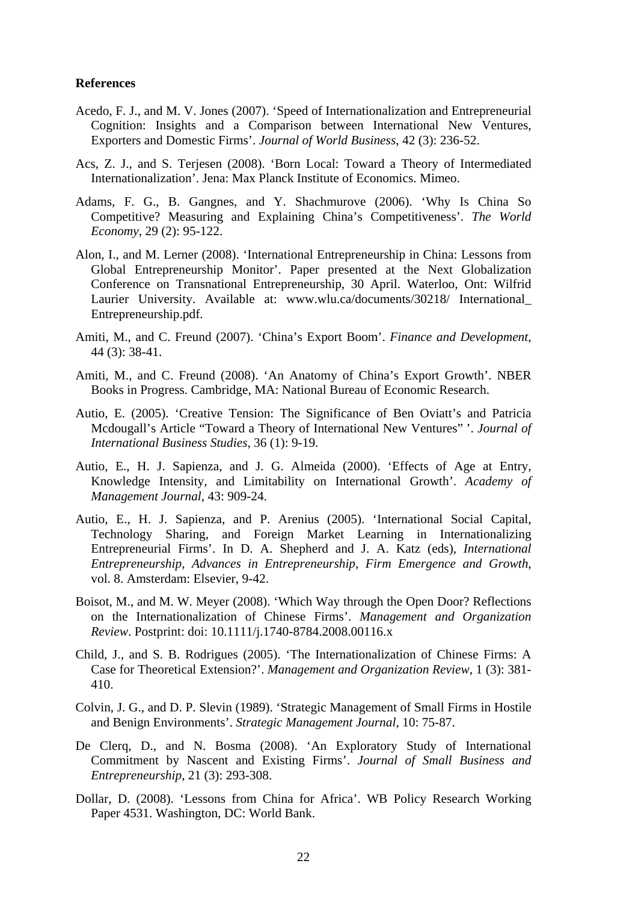**References**

Acedo, F. J., and M. V. Jones (2007). 'Speed of Internationalization and Entrepreneurial Cognition: Insights and a Comparison between International New Ventures, Exporters and Domestic Firms'. *Journal of World Business*, 42 (3): 236-52.

Acs, Z. J., and S. Terjesen (2008). 'Born Local: Toward a Theory of Intermediated Internationalization'. Jena: Max Planck Institute of Economics. Mimeo.

Adams, F. G., B. Gangnes, and Y. Shachmurove (2006). 'Why Is China So Competitive? Measuring and Explaining China's Competitiveness'. *The World Economy*, 29 (2): 95-122.

Alon, I., and M. Lerner (2008). 'International Entrepreneurship in China: Lessons from Global Entrepreneurship Monitor'. Paper presented at the Next Globalization Conference on Transnational Entrepreneurship, 30 April. Waterloo, Ont: Wilfrid Laurier University. Available at: www.wlu.ca/documents/30218/ International_ Entrepreneurship.pdf.

Amiti, M., and C. Freund (2007). 'China's Export Boom'. *Finance and Development*, 44 (3): 38-41.

Amiti, M., and C. Freund (2008). 'An Anatomy of China's Export Growth'. NBER Books in Progress. Cambridge, MA: National Bureau of Economic Research.

Autio, E. (2005). 'Creative Tension: The Significance of Ben Oviatt's and Patricia Mcdougall's Article "Toward a Theory of International New Ventures" '. *Journal of International Business Studies*, 36 (1): 9-19.

Autio, E., H. J. Sapienza, and J. G. Almeida (2000). 'Effects of Age at Entry, Knowledge Intensity, and Limitability on International Growth'. *Academy of Management Journal*, 43: 909-24.

Autio, E., H. J. Sapienza, and P. Arenius (2005). 'International Social Capital, Technology Sharing, and Foreign Market Learning in Internationalizing Entrepreneurial Firms'. In D. A. Shepherd and J. A. Katz (eds), *International Entrepreneurship, Advances in Entrepreneurship, Firm Emergence and Growth*, vol. 8. Amsterdam: Elsevier, 9-42.

Boisot, M., and M. W. Meyer (2008). 'Which Way through the Open Door? Reflections on the Internationalization of Chinese Firms'. *Management and Organization Review*. Postprint: doi: 10.1111/j.1740-8784.2008.00116.x

Child, J., and S. B. Rodrigues (2005). 'The Internationalization of Chinese Firms: A Case for Theoretical Extension?'. *Management and Organization Review*, 1 (3): 381-410.

Colvin, J. G., and D. P. Slevin (1989). 'Strategic Management of Small Firms in Hostile and Benign Environments'. *Strategic Management Journal*, 10: 75-87.

De Clerq, D., and N. Bosma (2008). 'An Exploratory Study of International Commitment by Nascent and Existing Firms'. *Journal of Small Business and Entrepreneurship*, 21 (3): 293-308.

Dollar, D. (2008). 'Lessons from China for Africa'. WB Policy Research Working Paper 4531. Washington, DC: World Bank.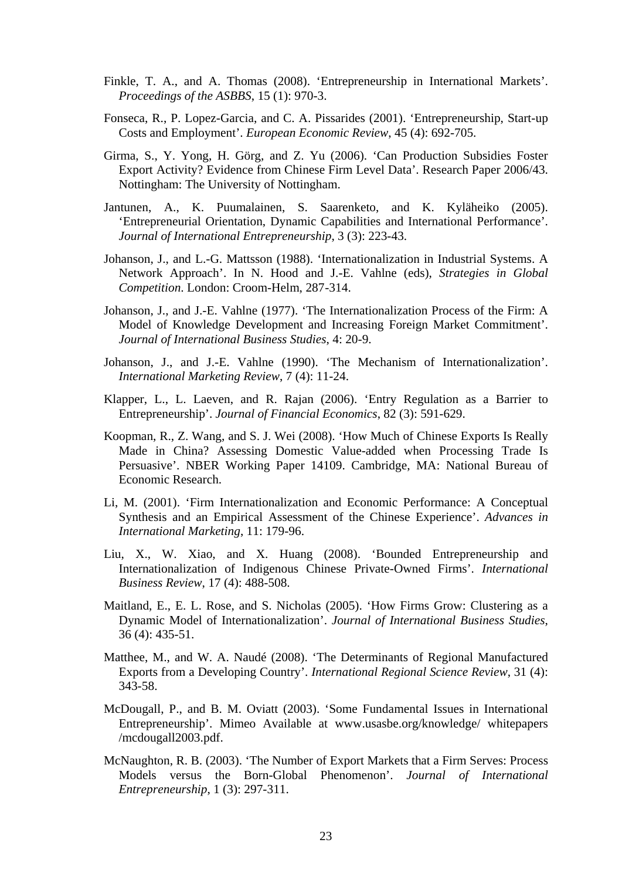Finkle, T. A., and A. Thomas (2008). 'Entrepreneurship in International Markets'. *Proceedings of the ASBBS*, 15 (1): 970-3.

Fonseca, R., P. Lopez-Garcia, and C. A. Pissarides (2001). 'Entrepreneurship, Start-up Costs and Employment'. *European Economic Review*, 45 (4): 692-705.

Girma, S., Y. Yong, H. Görg, and Z. Yu (2006). 'Can Production Subsidies Foster Export Activity? Evidence from Chinese Firm Level Data'. Research Paper 2006/43. Nottingham: The University of Nottingham.

Jantunen, A., K. Puumalainen, S. Saarenketo, and K. Kyläheiko (2005). 'Entrepreneurial Orientation, Dynamic Capabilities and International Performance'. *Journal of International Entrepreneurship*, 3 (3): 223-43.

Johanson, J., and L.-G. Mattsson (1988). 'Internationalization in Industrial Systems. A Network Approach'. In N. Hood and J.-E. Vahlne (eds), *Strategies in Global Competition*. London: Croom-Helm, 287-314.

Johanson, J., and J.-E. Vahlne (1977). 'The Internationalization Process of the Firm: A Model of Knowledge Development and Increasing Foreign Market Commitment'. *Journal of International Business Studies*, 4: 20-9.

Johanson, J., and J.-E. Vahlne (1990). 'The Mechanism of Internationalization'. *International Marketing Review*, 7 (4): 11-24.

Klapper, L., L. Laeven, and R. Rajan (2006). 'Entry Regulation as a Barrier to Entrepreneurship'. *Journal of Financial Economics*, 82 (3): 591-629.

Koopman, R., Z. Wang, and S. J. Wei (2008). 'How Much of Chinese Exports Is Really Made in China? Assessing Domestic Value-added when Processing Trade Is Persuasive'. NBER Working Paper 14109. Cambridge, MA: National Bureau of Economic Research.

Li, M. (2001). 'Firm Internationalization and Economic Performance: A Conceptual Synthesis and an Empirical Assessment of the Chinese Experience'. *Advances in International Marketing*, 11: 179-96.

Liu, X., W. Xiao, and X. Huang (2008). 'Bounded Entrepreneurship and Internationalization of Indigenous Chinese Private-Owned Firms'. *International Business Review*, 17 (4): 488-508.

Maitland, E., E. L. Rose, and S. Nicholas (2005). 'How Firms Grow: Clustering as a Dynamic Model of Internationalization'. *Journal of International Business Studies*, 36 (4): 435-51.

Matthee, M., and W. A. Naudé (2008). 'The Determinants of Regional Manufactured Exports from a Developing Country'. *International Regional Science Review*, 31 (4): 343-58.

McDougall, P., and B. M. Oviatt (2003). 'Some Fundamental Issues in International Entrepreneurship'. Mimeo Available at www.usasbe.org/knowledge/ whitepapers /mcdougall2003.pdf.

McNaughton, R. B. (2003). 'The Number of Export Markets that a Firm Serves: Process Models versus the Born-Global Phenomenon'. *Journal of International Entrepreneurship*, 1 (3): 297-311.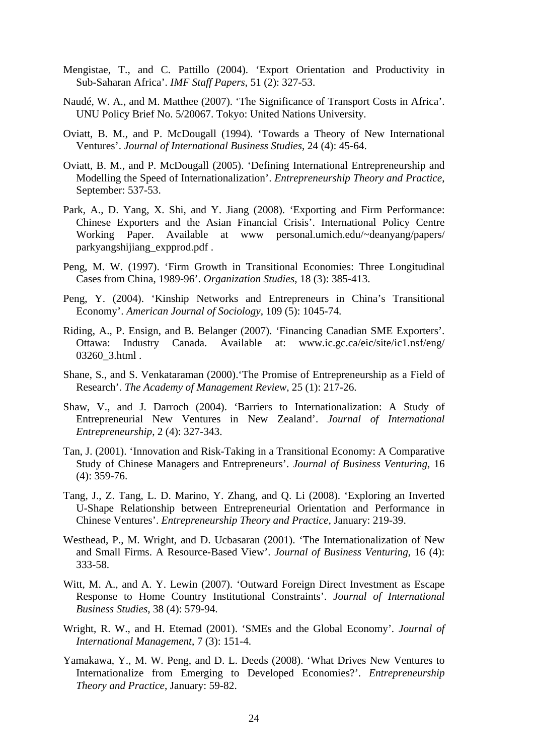Mengistae, T., and C. Pattillo (2004). ‘Export Orientation and Productivity in Sub-Saharan Africa’. *IMF Staff Papers*, 51 (2): 327-53.

Naudé, W. A., and M. Matthee (2007). ‘The Significance of Transport Costs in Africa’. UNU Policy Brief No. 5/20067. Tokyo: United Nations University.

Oviatt, B. M., and P. McDougall (1994). ‘Towards a Theory of New International Ventures’. *Journal of International Business Studies*, 24 (4): 45-64.

Oviatt, B. M., and P. McDougall (2005). ‘Defining International Entrepreneurship and Modelling the Speed of Internationalization’. *Entrepreneurship Theory and Practice*, September: 537-53.

Park, A., D. Yang, X. Shi, and Y. Jiang (2008). ‘Exporting and Firm Performance: Chinese Exporters and the Asian Financial Crisis’. International Policy Centre Working Paper. Available at www personal.umich.edu/~deanyang/papers/parkyangshijiang_expprod.pdf .

Peng, M. W. (1997). ‘Firm Growth in Transitional Economies: Three Longitudinal Cases from China, 1989-96’. *Organization Studies*, 18 (3): 385-413.

Peng, Y. (2004). ‘Kinship Networks and Entrepreneurs in China’s Transitional Economy’. *American Journal of Sociology*, 109 (5): 1045-74.

Riding, A., P. Ensign, and B. Belanger (2007). ‘Financing Canadian SME Exporters’. Ottawa: Industry Canada. Available at: www.ic.gc.ca/eic/site/ic1.nsf/eng/03260_3.html .

Shane, S., and S. Venkataraman (2000).‘The Promise of Entrepreneurship as a Field of Research’. *The Academy of Management Review*, 25 (1): 217-26.

Shaw, V., and J. Darroch (2004). ‘Barriers to Internationalization: A Study of Entrepreneurial New Ventures in New Zealand’. *Journal of International Entrepreneurship*, 2 (4): 327-343.

Tan, J. (2001). ‘Innovation and Risk-Taking in a Transitional Economy: A Comparative Study of Chinese Managers and Entrepreneurs’. *Journal of Business Venturing*, 16 (4): 359-76.

Tang, J., Z. Tang, L. D. Marino, Y. Zhang, and Q. Li (2008). ‘Exploring an Inverted U-Shape Relationship between Entrepreneurial Orientation and Performance in Chinese Ventures’. *Entrepreneurship Theory and Practice*, January: 219-39.

Westhead, P., M. Wright, and D. Ucbasaran (2001). ‘The Internationalization of New and Small Firms. A Resource-Based View’. *Journal of Business Venturing*, 16 (4): 333-58.

Witt, M. A., and A. Y. Lewin (2007). ‘Outward Foreign Direct Investment as Escape Response to Home Country Institutional Constraints’. *Journal of International Business Studies*, 38 (4): 579-94.

Wright, R. W., and H. Etemad (2001). ‘SMEs and the Global Economy’. *Journal of International Management*, 7 (3): 151-4.

Yamakawa, Y., M. W. Peng, and D. L. Deeds (2008). ‘What Drives New Ventures to Internationalize from Emerging to Developed Economies?’. *Entrepreneurship Theory and Practice*, January: 59-82.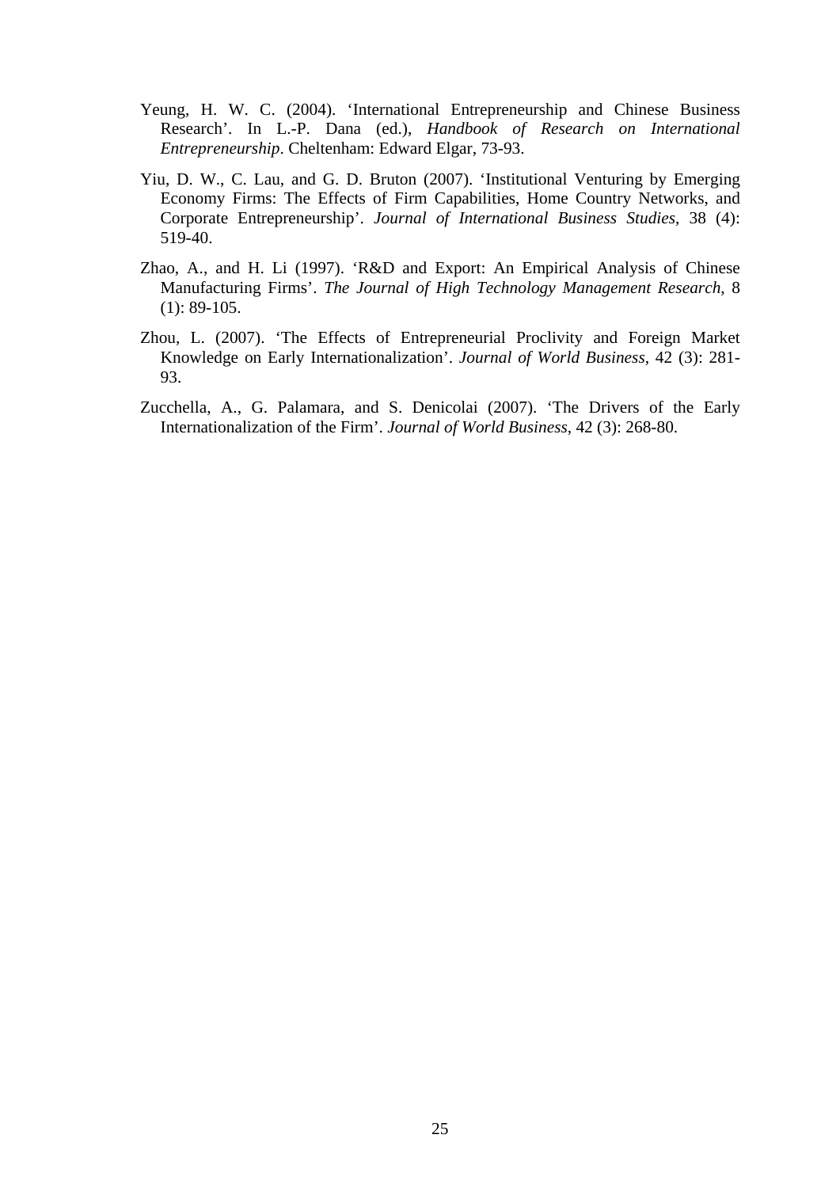Yeung, H. W. C. (2004). 'International Entrepreneurship and Chinese Business Research'. In L.-P. Dana (ed.), *Handbook of Research on International Entrepreneurship*. Cheltenham: Edward Elgar, 73-93.

Yiu, D. W., C. Lau, and G. D. Bruton (2007). 'Institutional Venturing by Emerging Economy Firms: The Effects of Firm Capabilities, Home Country Networks, and Corporate Entrepreneurship'. *Journal of International Business Studies*, 38 (4): 519-40.

Zhao, A., and H. Li (1997). 'R&D and Export: An Empirical Analysis of Chinese Manufacturing Firms'. *The Journal of High Technology Management Research*, 8 (1): 89-105.

Zhou, L. (2007). 'The Effects of Entrepreneurial Proclivity and Foreign Market Knowledge on Early Internationalization'. *Journal of World Business*, 42 (3): 281-93.

Zucchella, A., G. Palamara, and S. Denicolai (2007). 'The Drivers of the Early Internationalization of the Firm'. *Journal of World Business*, 42 (3): 268-80.